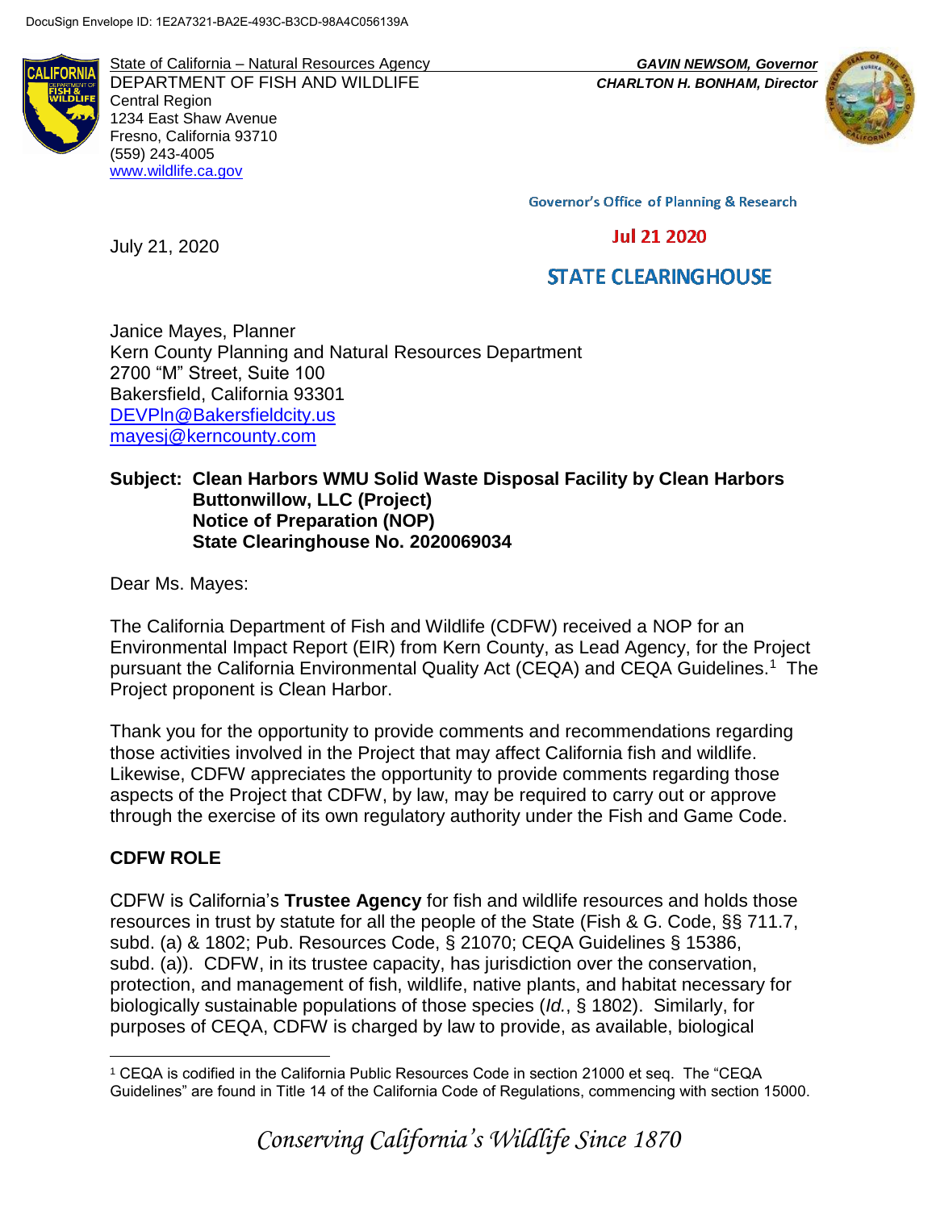DocuSign Envelope ID: 1E2A7321-BA2E-493C-B3CD-98A4C056139A

State of California – Natural Resources Agency
DEPARTMENT OF FISH AND WILDLIFE
Central Region
1234 East Shaw Avenue
Fresno, California 93710
(559) 243-4005
www.wildlife.ca.gov

*GAVIN NEWSOM, Governor*
*CHARLTON H. BONHAM, Director*

Governor's Office of Planning & Research

Jul 21 2020

STATE CLEARINGHOUSE

July 21, 2020

Janice Mayes, Planner
Kern County Planning and Natural Resources Department
2700 "M" Street, Suite 100
Bakersfield, California 93301
DEVPln@Bakersfieldcity.us
mayesj@kerncounty.com

**Subject: Clean Harbors WMU Solid Waste Disposal Facility by Clean Harbors Buttonwillow, LLC (Project)**
**Notice of Preparation (NOP)**
**State Clearinghouse No. 2020069034**

Dear Ms. Mayes:

The California Department of Fish and Wildlife (CDFW) received a NOP for an Environmental Impact Report (EIR) from Kern County, as Lead Agency, for the Project pursuant the California Environmental Quality Act (CEQA) and CEQA Guidelines.[1] The Project proponent is Clean Harbor.

Thank you for the opportunity to provide comments and recommendations regarding those activities involved in the Project that may affect California fish and wildlife. Likewise, CDFW appreciates the opportunity to provide comments regarding those aspects of the Project that CDFW, by law, may be required to carry out or approve through the exercise of its own regulatory authority under the Fish and Game Code.

## CDFW ROLE

CDFW is California's **Trustee Agency** for fish and wildlife resources and holds those resources in trust by statute for all the people of the State (Fish & G. Code, §§ 711.7, subd. (a) & 1802; Pub. Resources Code, § 21070; CEQA Guidelines § 15386, subd. (a)). CDFW, in its trustee capacity, has jurisdiction over the conservation, protection, and management of fish, wildlife, native plants, and habitat necessary for biologically sustainable populations of those species (*Id.*, § 1802). Similarly, for purposes of CEQA, CDFW is charged by law to provide, as available, biological

[1] CEQA is codified in the California Public Resources Code in section 21000 et seq. The "CEQA Guidelines" are found in Title 14 of the California Code of Regulations, commencing with section 15000.

*Conserving California's Wildlife Since 1870*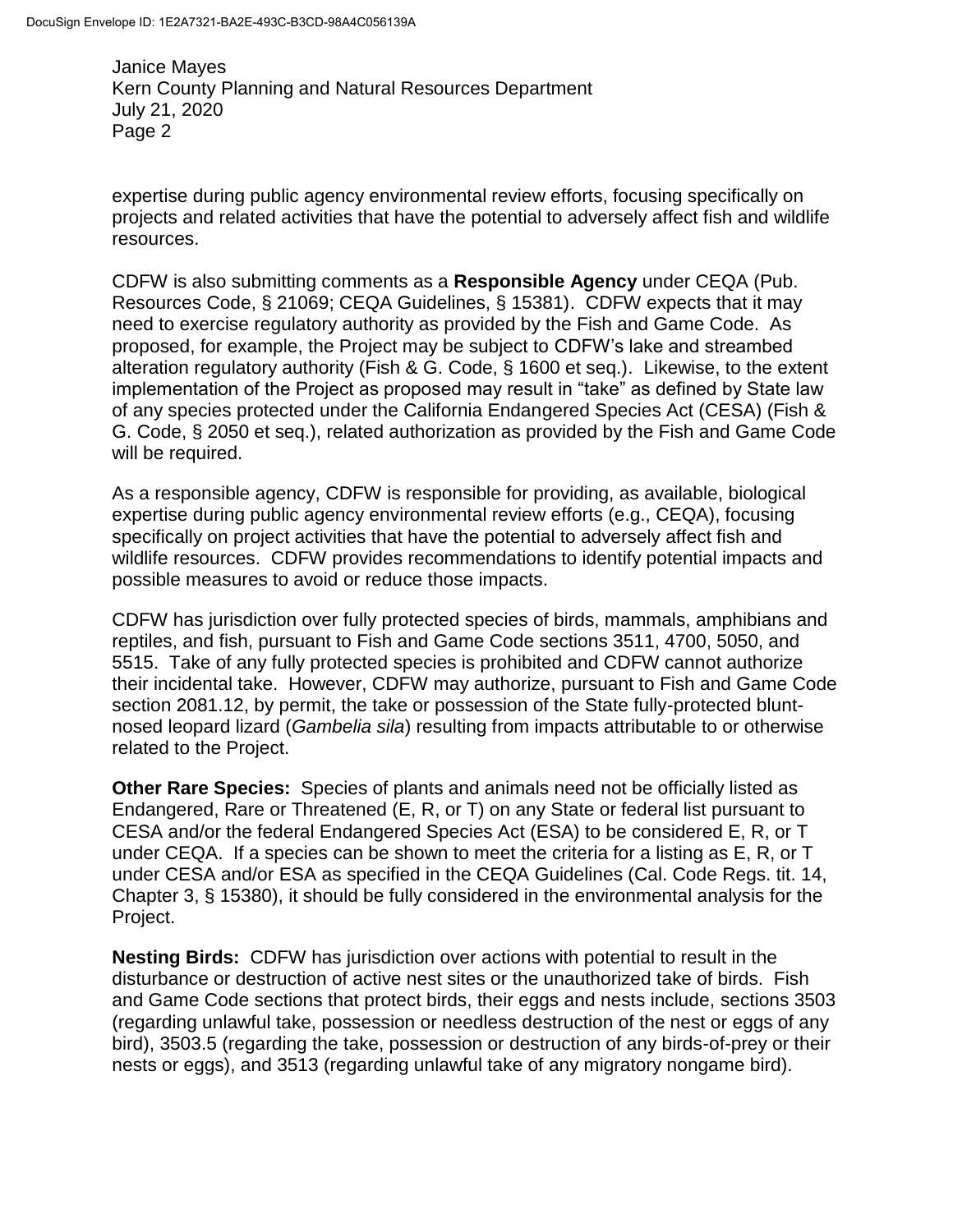expertise during public agency environmental review efforts, focusing specifically on projects and related activities that have the potential to adversely affect fish and wildlife resources.

CDFW is also submitting comments as a **Responsible Agency** under CEQA (Pub. Resources Code, § 21069; CEQA Guidelines, § 15381). CDFW expects that it may need to exercise regulatory authority as provided by the Fish and Game Code. As proposed, for example, the Project may be subject to CDFW's lake and streambed alteration regulatory authority (Fish & G. Code, § 1600 et seq.). Likewise, to the extent implementation of the Project as proposed may result in "take" as defined by State law of any species protected under the California Endangered Species Act (CESA) (Fish & G. Code, § 2050 et seq.), related authorization as provided by the Fish and Game Code will be required.

As a responsible agency, CDFW is responsible for providing, as available, biological expertise during public agency environmental review efforts (e.g., CEQA), focusing specifically on project activities that have the potential to adversely affect fish and wildlife resources. CDFW provides recommendations to identify potential impacts and possible measures to avoid or reduce those impacts.

CDFW has jurisdiction over fully protected species of birds, mammals, amphibians and reptiles, and fish, pursuant to Fish and Game Code sections 3511, 4700, 5050, and 5515. Take of any fully protected species is prohibited and CDFW cannot authorize their incidental take. However, CDFW may authorize, pursuant to Fish and Game Code section 2081.12, by permit, the take or possession of the State fully-protected blunt-nosed leopard lizard (*Gambelia sila*) resulting from impacts attributable to or otherwise related to the Project.

**Other Rare Species:** Species of plants and animals need not be officially listed as Endangered, Rare or Threatened (E, R, or T) on any State or federal list pursuant to CESA and/or the federal Endangered Species Act (ESA) to be considered E, R, or T under CEQA. If a species can be shown to meet the criteria for a listing as E, R, or T under CESA and/or ESA as specified in the CEQA Guidelines (Cal. Code Regs. tit. 14, Chapter 3, § 15380), it should be fully considered in the environmental analysis for the Project.

**Nesting Birds:** CDFW has jurisdiction over actions with potential to result in the disturbance or destruction of active nest sites or the unauthorized take of birds. Fish and Game Code sections that protect birds, their eggs and nests include, sections 3503 (regarding unlawful take, possession or needless destruction of the nest or eggs of any bird), 3503.5 (regarding the take, possession or destruction of any birds-of-prey or their nests or eggs), and 3513 (regarding unlawful take of any migratory nongame bird).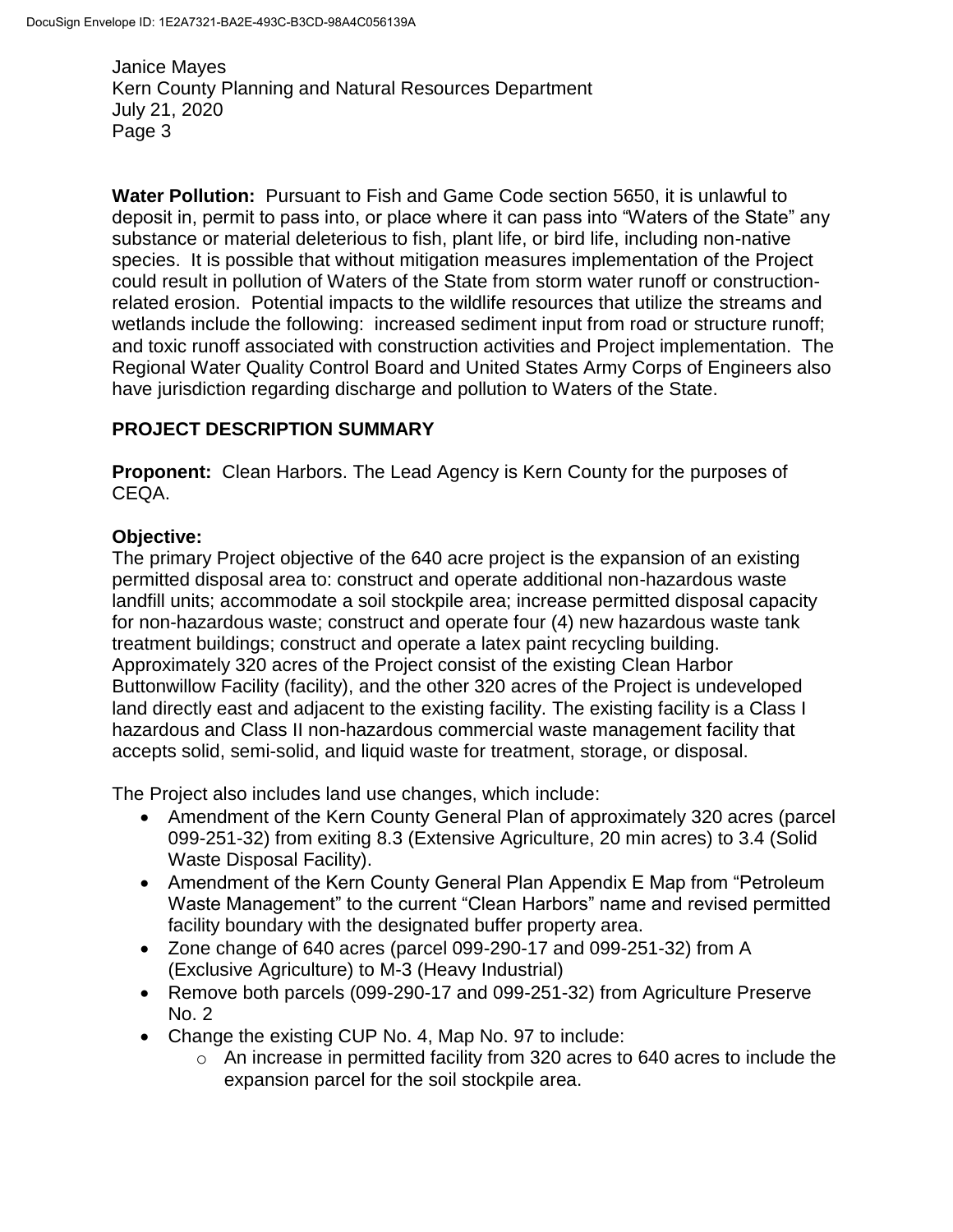**Water Pollution:** Pursuant to Fish and Game Code section 5650, it is unlawful to deposit in, permit to pass into, or place where it can pass into "Waters of the State" any substance or material deleterious to fish, plant life, or bird life, including non-native species. It is possible that without mitigation measures implementation of the Project could result in pollution of Waters of the State from storm water runoff or construction-related erosion. Potential impacts to the wildlife resources that utilize the streams and wetlands include the following: increased sediment input from road or structure runoff; and toxic runoff associated with construction activities and Project implementation. The Regional Water Quality Control Board and United States Army Corps of Engineers also have jurisdiction regarding discharge and pollution to Waters of the State.

## PROJECT DESCRIPTION SUMMARY

**Proponent:** Clean Harbors. The Lead Agency is Kern County for the purposes of CEQA.

**Objective:**
The primary Project objective of the 640 acre project is the expansion of an existing permitted disposal area to: construct and operate additional non-hazardous waste landfill units; accommodate a soil stockpile area; increase permitted disposal capacity for non-hazardous waste; construct and operate four (4) new hazardous waste tank treatment buildings; construct and operate a latex paint recycling building. Approximately 320 acres of the Project consist of the existing Clean Harbor Buttonwillow Facility (facility), and the other 320 acres of the Project is undeveloped land directly east and adjacent to the existing facility. The existing facility is a Class I hazardous and Class II non-hazardous commercial waste management facility that accepts solid, semi-solid, and liquid waste for treatment, storage, or disposal.

The Project also includes land use changes, which include:

- Amendment of the Kern County General Plan of approximately 320 acres (parcel 099-251-32) from exiting 8.3 (Extensive Agriculture, 20 min acres) to 3.4 (Solid Waste Disposal Facility).
- Amendment of the Kern County General Plan Appendix E Map from "Petroleum Waste Management" to the current "Clean Harbors" name and revised permitted facility boundary with the designated buffer property area.
- Zone change of 640 acres (parcel 099-290-17 and 099-251-32) from A (Exclusive Agriculture) to M-3 (Heavy Industrial)
- Remove both parcels (099-290-17 and 099-251-32) from Agriculture Preserve No. 2
- Change the existing CUP No. 4, Map No. 97 to include:
    - An increase in permitted facility from 320 acres to 640 acres to include the expansion parcel for the soil stockpile area.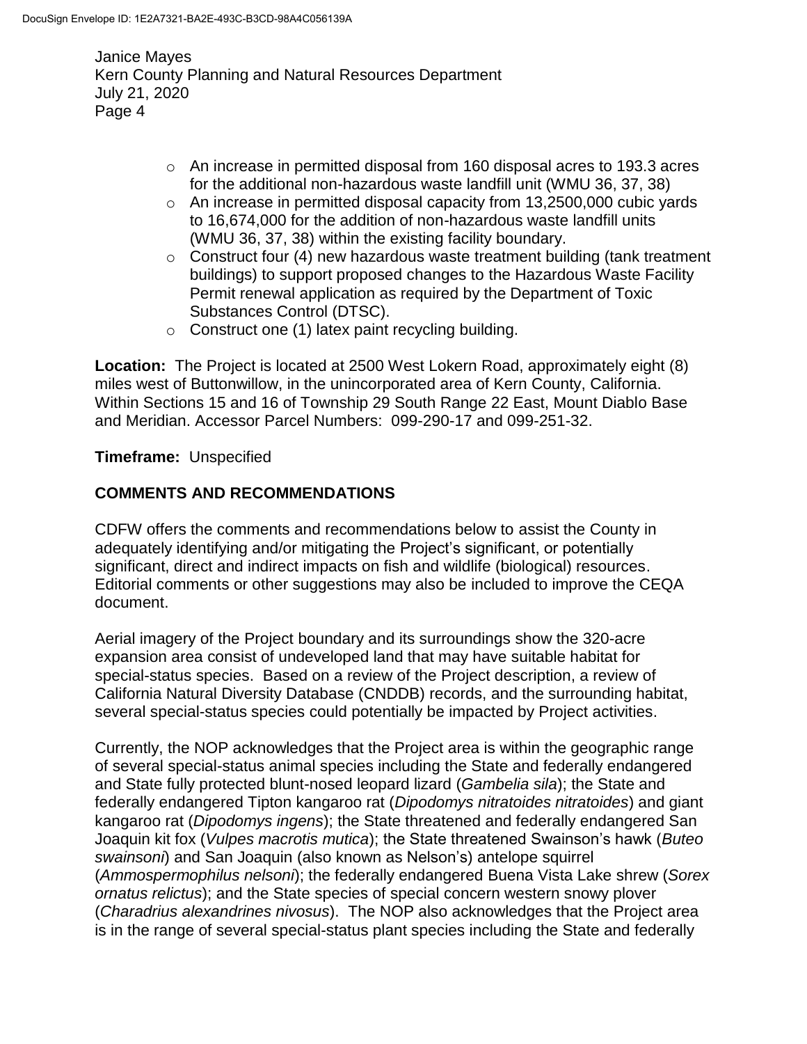- An increase in permitted disposal from 160 disposal acres to 193.3 acres for the additional non-hazardous waste landfill unit (WMU 36, 37, 38)
- An increase in permitted disposal capacity from 13,2500,000 cubic yards to 16,674,000 for the addition of non-hazardous waste landfill units (WMU 36, 37, 38) within the existing facility boundary.
- Construct four (4) new hazardous waste treatment building (tank treatment buildings) to support proposed changes to the Hazardous Waste Facility Permit renewal application as required by the Department of Toxic Substances Control (DTSC).
- Construct one (1) latex paint recycling building.

**Location:** The Project is located at 2500 West Lokern Road, approximately eight (8) miles west of Buttonwillow, in the unincorporated area of Kern County, California. Within Sections 15 and 16 of Township 29 South Range 22 East, Mount Diablo Base and Meridian. Accessor Parcel Numbers: 099-290-17 and 099-251-32.

**Timeframe:** Unspecified

## COMMENTS AND RECOMMENDATIONS

CDFW offers the comments and recommendations below to assist the County in adequately identifying and/or mitigating the Project's significant, or potentially significant, direct and indirect impacts on fish and wildlife (biological) resources. Editorial comments or other suggestions may also be included to improve the CEQA document.

Aerial imagery of the Project boundary and its surroundings show the 320-acre expansion area consist of undeveloped land that may have suitable habitat for special-status species. Based on a review of the Project description, a review of California Natural Diversity Database (CNDDB) records, and the surrounding habitat, several special-status species could potentially be impacted by Project activities.

Currently, the NOP acknowledges that the Project area is within the geographic range of several special-status animal species including the State and federally endangered and State fully protected blunt-nosed leopard lizard (*Gambelia sila*); the State and federally endangered Tipton kangaroo rat (*Dipodomys nitratoides nitratoides*) and giant kangaroo rat (*Dipodomys ingens*); the State threatened and federally endangered San Joaquin kit fox (*Vulpes macrotis mutica*); the State threatened Swainson's hawk (*Buteo swainsoni*) and San Joaquin (also known as Nelson's) antelope squirrel (*Ammospermophilus nelsoni*); the federally endangered Buena Vista Lake shrew (*Sorex ornatus relictus*); and the State species of special concern western snowy plover (*Charadrius alexandrines nivosus*). The NOP also acknowledges that the Project area is in the range of several special-status plant species including the State and federally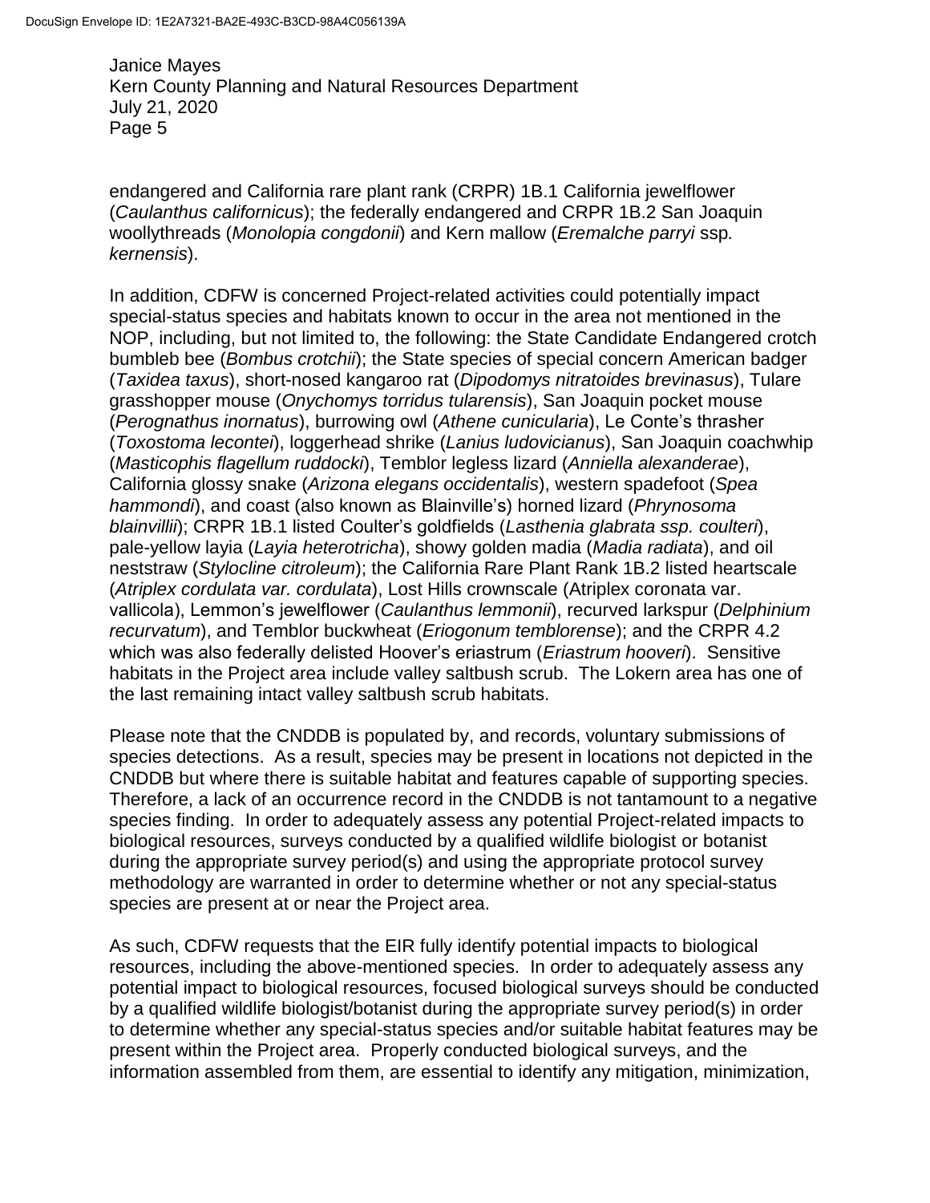endangered and California rare plant rank (CRPR) 1B.1 California jewelflower (*Caulanthus californicus*); the federally endangered and CRPR 1B.2 San Joaquin woollythreads (*Monolopia congdonii*) and Kern mallow (*Eremalche parryi* ssp. *kernensis*).

In addition, CDFW is concerned Project-related activities could potentially impact special-status species and habitats known to occur in the area not mentioned in the NOP, including, but not limited to, the following: the State Candidate Endangered crotch bumbleb bee (*Bombus crotchii*); the State species of special concern American badger (*Taxidea taxus*), short-nosed kangaroo rat (*Dipodomys nitratoides brevinasus*), Tulare grasshopper mouse (*Onychomys torridus tularensis*), San Joaquin pocket mouse (*Perognathus inornatus*), burrowing owl (*Athene cunicularia*), Le Conte's thrasher (*Toxostoma lecontei*), loggerhead shrike (*Lanius ludovicianus*), San Joaquin coachwhip (*Masticophis flagellum ruddocki*), Temblor legless lizard (*Anniella alexanderae*), California glossy snake (*Arizona elegans occidentalis*), western spadefoot (*Spea hammondi*), and coast (also known as Blainville's) horned lizard (*Phrynosoma blainvillii*); CRPR 1B.1 listed Coulter's goldfields (*Lasthenia glabrata ssp. coulteri*), pale-yellow layia (*Layia heterotricha*), showy golden madia (*Madia radiata*), and oil neststraw (*Stylocline citroleum*); the California Rare Plant Rank 1B.2 listed heartscale (*Atriplex cordulata var. cordulata*), Lost Hills crownscale (Atriplex coronata var. vallicola), Lemmon's jewelflower (*Caulanthus lemmonii*), recurved larkspur (*Delphinium recurvatum*), and Temblor buckwheat (*Eriogonum temblorense*); and the CRPR 4.2 which was also federally delisted Hoover's eriastrum (*Eriastrum hooveri*). Sensitive habitats in the Project area include valley saltbush scrub. The Lokern area has one of the last remaining intact valley saltbush scrub habitats.

Please note that the CNDDB is populated by, and records, voluntary submissions of species detections. As a result, species may be present in locations not depicted in the CNDDB but where there is suitable habitat and features capable of supporting species. Therefore, a lack of an occurrence record in the CNDDB is not tantamount to a negative species finding. In order to adequately assess any potential Project-related impacts to biological resources, surveys conducted by a qualified wildlife biologist or botanist during the appropriate survey period(s) and using the appropriate protocol survey methodology are warranted in order to determine whether or not any special-status species are present at or near the Project area.

As such, CDFW requests that the EIR fully identify potential impacts to biological resources, including the above-mentioned species. In order to adequately assess any potential impact to biological resources, focused biological surveys should be conducted by a qualified wildlife biologist/botanist during the appropriate survey period(s) in order to determine whether any special-status species and/or suitable habitat features may be present within the Project area. Properly conducted biological surveys, and the information assembled from them, are essential to identify any mitigation, minimization,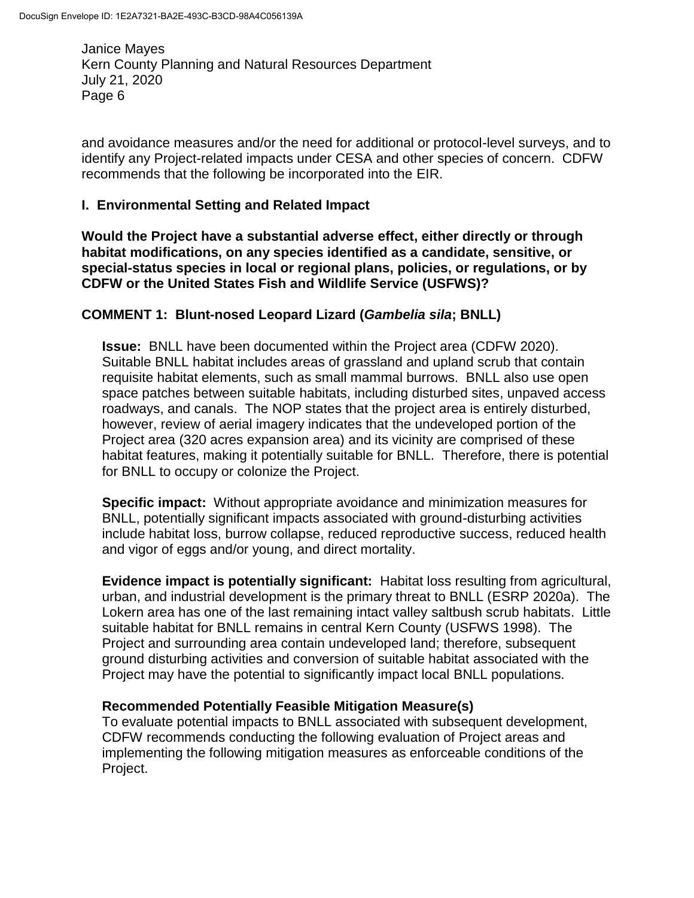and avoidance measures and/or the need for additional or protocol-level surveys, and to identify any Project-related impacts under CESA and other species of concern. CDFW recommends that the following be incorporated into the EIR.

## I. Environmental Setting and Related Impact

**Would the Project have a substantial adverse effect, either directly or through habitat modifications, on any species identified as a candidate, sensitive, or special-status species in local or regional plans, policies, or regulations, or by CDFW or the United States Fish and Wildlife Service (USFWS)?**

### COMMENT 1: Blunt-nosed Leopard Lizard (*Gambelia sila*; BNLL)

**Issue:** BNLL have been documented within the Project area (CDFW 2020). Suitable BNLL habitat includes areas of grassland and upland scrub that contain requisite habitat elements, such as small mammal burrows. BNLL also use open space patches between suitable habitats, including disturbed sites, unpaved access roadways, and canals. The NOP states that the project area is entirely disturbed, however, review of aerial imagery indicates that the undeveloped portion of the Project area (320 acres expansion area) and its vicinity are comprised of these habitat features, making it potentially suitable for BNLL. Therefore, there is potential for BNLL to occupy or colonize the Project.

**Specific impact:** Without appropriate avoidance and minimization measures for BNLL, potentially significant impacts associated with ground-disturbing activities include habitat loss, burrow collapse, reduced reproductive success, reduced health and vigor of eggs and/or young, and direct mortality.

**Evidence impact is potentially significant:** Habitat loss resulting from agricultural, urban, and industrial development is the primary threat to BNLL (ESRP 2020a). The Lokern area has one of the last remaining intact valley saltbush scrub habitats. Little suitable habitat for BNLL remains in central Kern County (USFWS 1998). The Project and surrounding area contain undeveloped land; therefore, subsequent ground disturbing activities and conversion of suitable habitat associated with the Project may have the potential to significantly impact local BNLL populations.

**Recommended Potentially Feasible Mitigation Measure(s)**
To evaluate potential impacts to BNLL associated with subsequent development, CDFW recommends conducting the following evaluation of Project areas and implementing the following mitigation measures as enforceable conditions of the Project.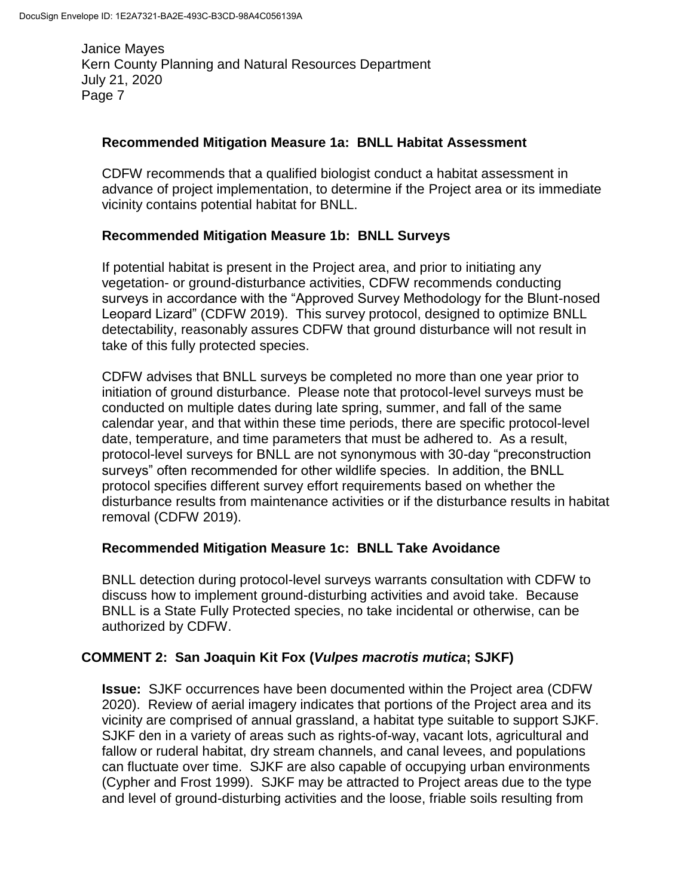**Recommended Mitigation Measure 1a: BNLL Habitat Assessment**

CDFW recommends that a qualified biologist conduct a habitat assessment in advance of project implementation, to determine if the Project area or its immediate vicinity contains potential habitat for BNLL.

**Recommended Mitigation Measure 1b: BNLL Surveys**

If potential habitat is present in the Project area, and prior to initiating any vegetation- or ground-disturbance activities, CDFW recommends conducting surveys in accordance with the "Approved Survey Methodology for the Blunt-nosed Leopard Lizard" (CDFW 2019). This survey protocol, designed to optimize BNLL detectability, reasonably assures CDFW that ground disturbance will not result in take of this fully protected species.

CDFW advises that BNLL surveys be completed no more than one year prior to initiation of ground disturbance. Please note that protocol-level surveys must be conducted on multiple dates during late spring, summer, and fall of the same calendar year, and that within these time periods, there are specific protocol-level date, temperature, and time parameters that must be adhered to. As a result, protocol-level surveys for BNLL are not synonymous with 30-day "preconstruction surveys" often recommended for other wildlife species. In addition, the BNLL protocol specifies different survey effort requirements based on whether the disturbance results from maintenance activities or if the disturbance results in habitat removal (CDFW 2019).

**Recommended Mitigation Measure 1c: BNLL Take Avoidance**

BNLL detection during protocol-level surveys warrants consultation with CDFW to discuss how to implement ground-disturbing activities and avoid take. Because BNLL is a State Fully Protected species, no take incidental or otherwise, can be authorized by CDFW.

**COMMENT 2: San Joaquin Kit Fox (*Vulpes macrotis mutica*; SJKF)**

**Issue:** SJKF occurrences have been documented within the Project area (CDFW 2020). Review of aerial imagery indicates that portions of the Project area and its vicinity are comprised of annual grassland, a habitat type suitable to support SJKF. SJKF den in a variety of areas such as rights-of-way, vacant lots, agricultural and fallow or ruderal habitat, dry stream channels, and canal levees, and populations can fluctuate over time. SJKF are also capable of occupying urban environments (Cypher and Frost 1999). SJKF may be attracted to Project areas due to the type and level of ground-disturbing activities and the loose, friable soils resulting from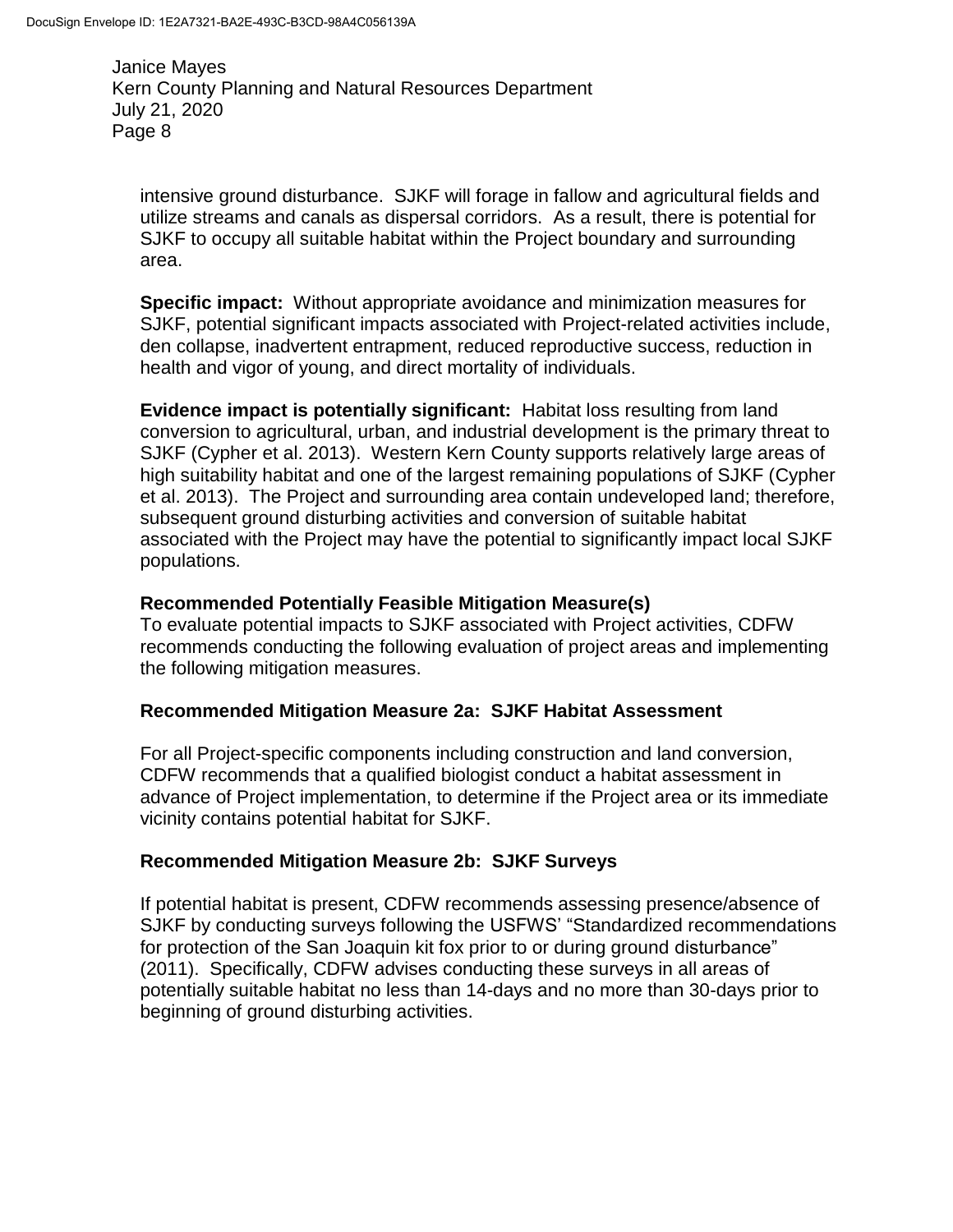intensive ground disturbance. SJKF will forage in fallow and agricultural fields and utilize streams and canals as dispersal corridors. As a result, there is potential for SJKF to occupy all suitable habitat within the Project boundary and surrounding area.

**Specific impact:** Without appropriate avoidance and minimization measures for SJKF, potential significant impacts associated with Project-related activities include, den collapse, inadvertent entrapment, reduced reproductive success, reduction in health and vigor of young, and direct mortality of individuals.

**Evidence impact is potentially significant:** Habitat loss resulting from land conversion to agricultural, urban, and industrial development is the primary threat to SJKF (Cypher et al. 2013). Western Kern County supports relatively large areas of high suitability habitat and one of the largest remaining populations of SJKF (Cypher et al. 2013). The Project and surrounding area contain undeveloped land; therefore, subsequent ground disturbing activities and conversion of suitable habitat associated with the Project may have the potential to significantly impact local SJKF populations.

**Recommended Potentially Feasible Mitigation Measure(s)**

To evaluate potential impacts to SJKF associated with Project activities, CDFW recommends conducting the following evaluation of project areas and implementing the following mitigation measures.

**Recommended Mitigation Measure 2a: SJKF Habitat Assessment**

For all Project-specific components including construction and land conversion, CDFW recommends that a qualified biologist conduct a habitat assessment in advance of Project implementation, to determine if the Project area or its immediate vicinity contains potential habitat for SJKF.

**Recommended Mitigation Measure 2b: SJKF Surveys**

If potential habitat is present, CDFW recommends assessing presence/absence of SJKF by conducting surveys following the USFWS' "Standardized recommendations for protection of the San Joaquin kit fox prior to or during ground disturbance" (2011). Specifically, CDFW advises conducting these surveys in all areas of potentially suitable habitat no less than 14-days and no more than 30-days prior to beginning of ground disturbing activities.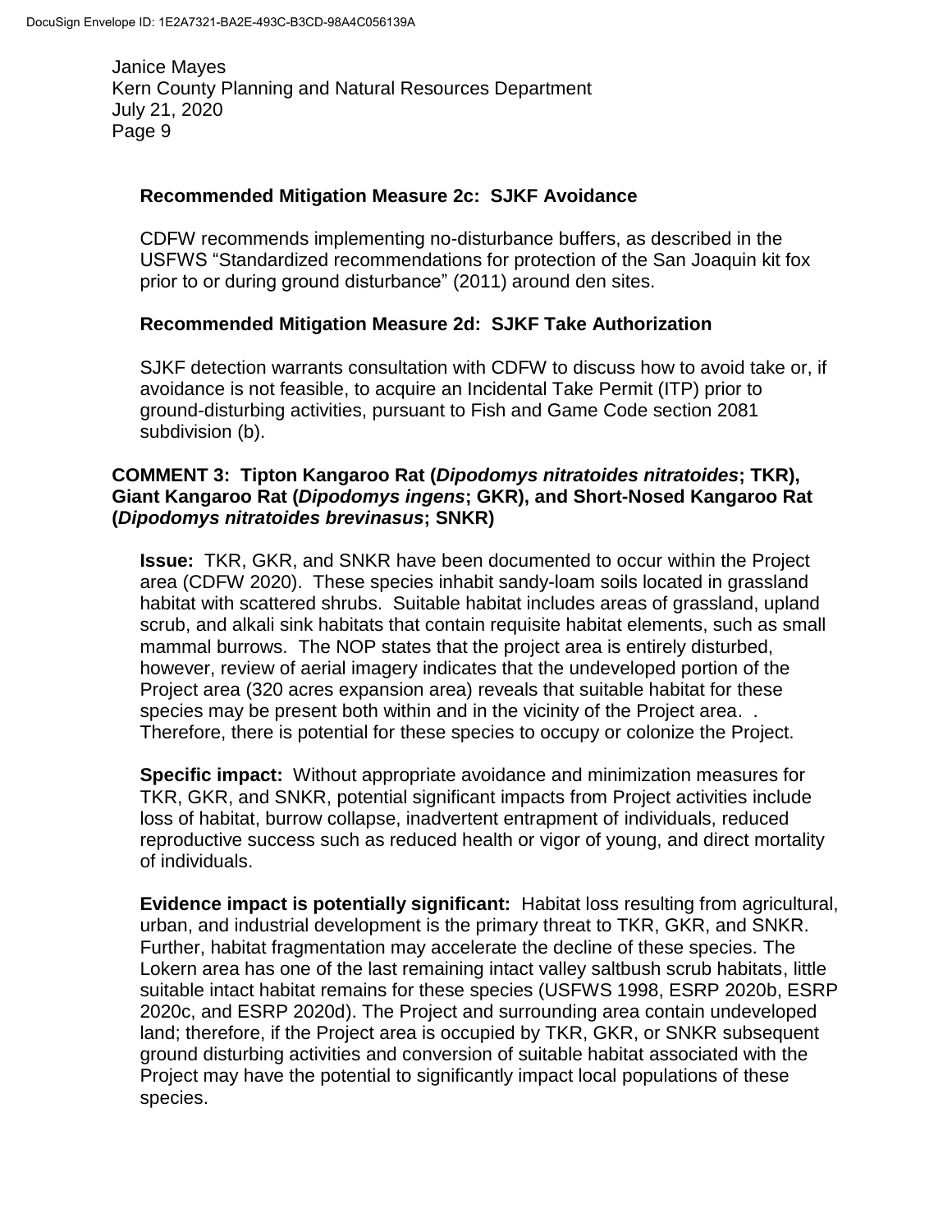**Recommended Mitigation Measure 2c: SJKF Avoidance**

CDFW recommends implementing no-disturbance buffers, as described in the USFWS "Standardized recommendations for protection of the San Joaquin kit fox prior to or during ground disturbance" (2011) around den sites.

**Recommended Mitigation Measure 2d: SJKF Take Authorization**

SJKF detection warrants consultation with CDFW to discuss how to avoid take or, if avoidance is not feasible, to acquire an Incidental Take Permit (ITP) prior to ground-disturbing activities, pursuant to Fish and Game Code section 2081 subdivision (b).

**COMMENT 3: Tipton Kangaroo Rat (*Dipodomys nitratoides nitratoides*; TKR), Giant Kangaroo Rat (*Dipodomys ingens*; GKR), and Short-Nosed Kangaroo Rat (*Dipodomys nitratoides brevinasus*; SNKR)**

**Issue:** TKR, GKR, and SNKR have been documented to occur within the Project area (CDFW 2020). These species inhabit sandy-loam soils located in grassland habitat with scattered shrubs. Suitable habitat includes areas of grassland, upland scrub, and alkali sink habitats that contain requisite habitat elements, such as small mammal burrows. The NOP states that the project area is entirely disturbed, however, review of aerial imagery indicates that the undeveloped portion of the Project area (320 acres expansion area) reveals that suitable habitat for these species may be present both within and in the vicinity of the Project area. . Therefore, there is potential for these species to occupy or colonize the Project.

**Specific impact:** Without appropriate avoidance and minimization measures for TKR, GKR, and SNKR, potential significant impacts from Project activities include loss of habitat, burrow collapse, inadvertent entrapment of individuals, reduced reproductive success such as reduced health or vigor of young, and direct mortality of individuals.

**Evidence impact is potentially significant:** Habitat loss resulting from agricultural, urban, and industrial development is the primary threat to TKR, GKR, and SNKR. Further, habitat fragmentation may accelerate the decline of these species. The Lokern area has one of the last remaining intact valley saltbush scrub habitats, little suitable intact habitat remains for these species (USFWS 1998, ESRP 2020b, ESRP 2020c, and ESRP 2020d). The Project and surrounding area contain undeveloped land; therefore, if the Project area is occupied by TKR, GKR, or SNKR subsequent ground disturbing activities and conversion of suitable habitat associated with the Project may have the potential to significantly impact local populations of these species.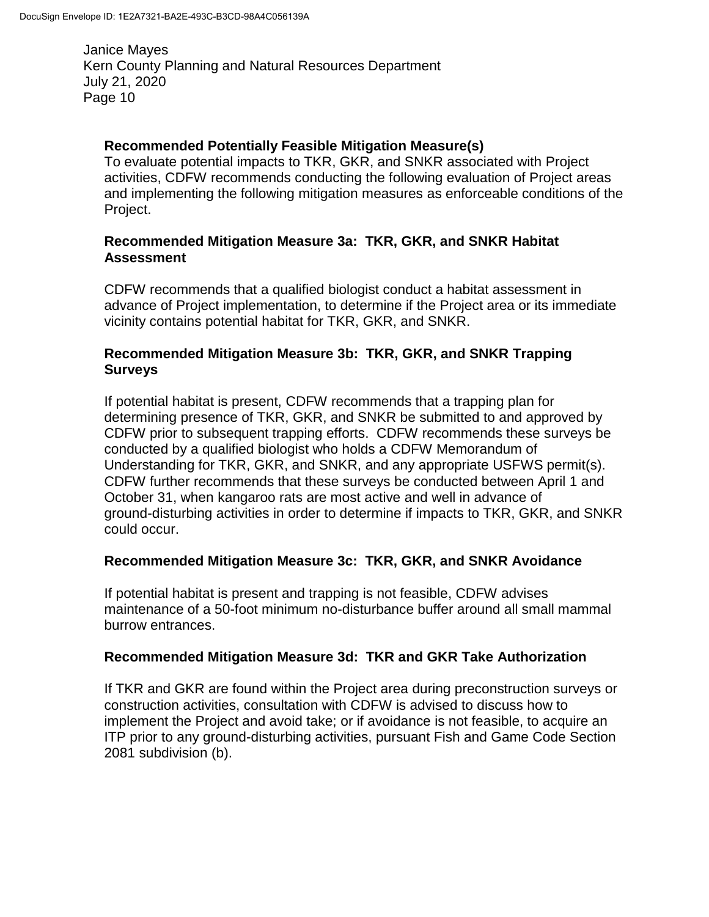**Recommended Potentially Feasible Mitigation Measure(s)**

To evaluate potential impacts to TKR, GKR, and SNKR associated with Project activities, CDFW recommends conducting the following evaluation of Project areas and implementing the following mitigation measures as enforceable conditions of the Project.

**Recommended Mitigation Measure 3a: TKR, GKR, and SNKR Habitat Assessment**

CDFW recommends that a qualified biologist conduct a habitat assessment in advance of Project implementation, to determine if the Project area or its immediate vicinity contains potential habitat for TKR, GKR, and SNKR.

**Recommended Mitigation Measure 3b: TKR, GKR, and SNKR Trapping Surveys**

If potential habitat is present, CDFW recommends that a trapping plan for determining presence of TKR, GKR, and SNKR be submitted to and approved by CDFW prior to subsequent trapping efforts. CDFW recommends these surveys be conducted by a qualified biologist who holds a CDFW Memorandum of Understanding for TKR, GKR, and SNKR, and any appropriate USFWS permit(s). CDFW further recommends that these surveys be conducted between April 1 and October 31, when kangaroo rats are most active and well in advance of ground-disturbing activities in order to determine if impacts to TKR, GKR, and SNKR could occur.

**Recommended Mitigation Measure 3c: TKR, GKR, and SNKR Avoidance**

If potential habitat is present and trapping is not feasible, CDFW advises maintenance of a 50-foot minimum no-disturbance buffer around all small mammal burrow entrances.

**Recommended Mitigation Measure 3d: TKR and GKR Take Authorization**

If TKR and GKR are found within the Project area during preconstruction surveys or construction activities, consultation with CDFW is advised to discuss how to implement the Project and avoid take; or if avoidance is not feasible, to acquire an ITP prior to any ground-disturbing activities, pursuant Fish and Game Code Section 2081 subdivision (b).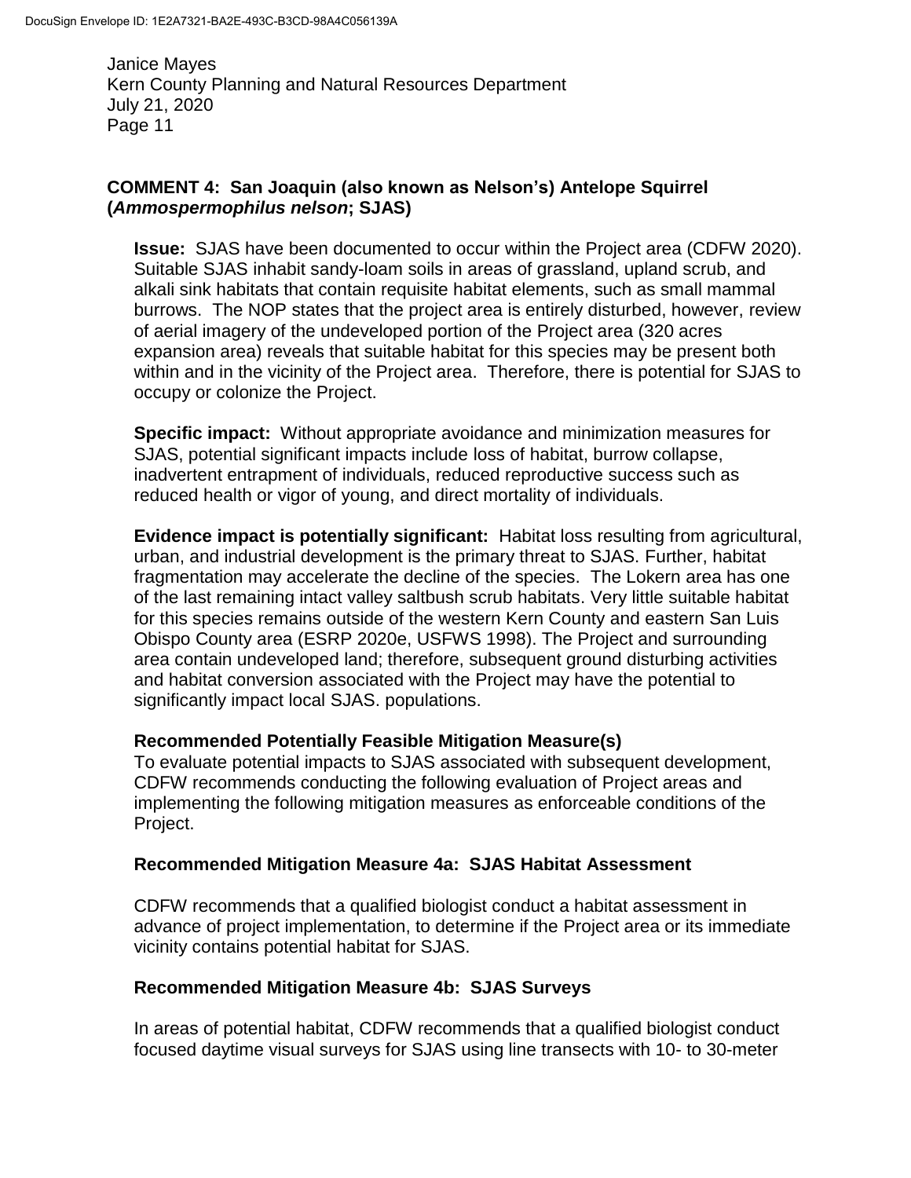**COMMENT 4: San Joaquin (also known as Nelson's) Antelope Squirrel (*Ammospermophilus nelson*; SJAS)**

**Issue:** SJAS have been documented to occur within the Project area (CDFW 2020). Suitable SJAS inhabit sandy-loam soils in areas of grassland, upland scrub, and alkali sink habitats that contain requisite habitat elements, such as small mammal burrows. The NOP states that the project area is entirely disturbed, however, review of aerial imagery of the undeveloped portion of the Project area (320 acres expansion area) reveals that suitable habitat for this species may be present both within and in the vicinity of the Project area. Therefore, there is potential for SJAS to occupy or colonize the Project.

**Specific impact:** Without appropriate avoidance and minimization measures for SJAS, potential significant impacts include loss of habitat, burrow collapse, inadvertent entrapment of individuals, reduced reproductive success such as reduced health or vigor of young, and direct mortality of individuals.

**Evidence impact is potentially significant:** Habitat loss resulting from agricultural, urban, and industrial development is the primary threat to SJAS. Further, habitat fragmentation may accelerate the decline of the species. The Lokern area has one of the last remaining intact valley saltbush scrub habitats. Very little suitable habitat for this species remains outside of the western Kern County and eastern San Luis Obispo County area (ESRP 2020e, USFWS 1998). The Project and surrounding area contain undeveloped land; therefore, subsequent ground disturbing activities and habitat conversion associated with the Project may have the potential to significantly impact local SJAS. populations.

**Recommended Potentially Feasible Mitigation Measure(s)**

To evaluate potential impacts to SJAS associated with subsequent development, CDFW recommends conducting the following evaluation of Project areas and implementing the following mitigation measures as enforceable conditions of the Project.

**Recommended Mitigation Measure 4a: SJAS Habitat Assessment**

CDFW recommends that a qualified biologist conduct a habitat assessment in advance of project implementation, to determine if the Project area or its immediate vicinity contains potential habitat for SJAS.

**Recommended Mitigation Measure 4b: SJAS Surveys**

In areas of potential habitat, CDFW recommends that a qualified biologist conduct focused daytime visual surveys for SJAS using line transects with 10- to 30-meter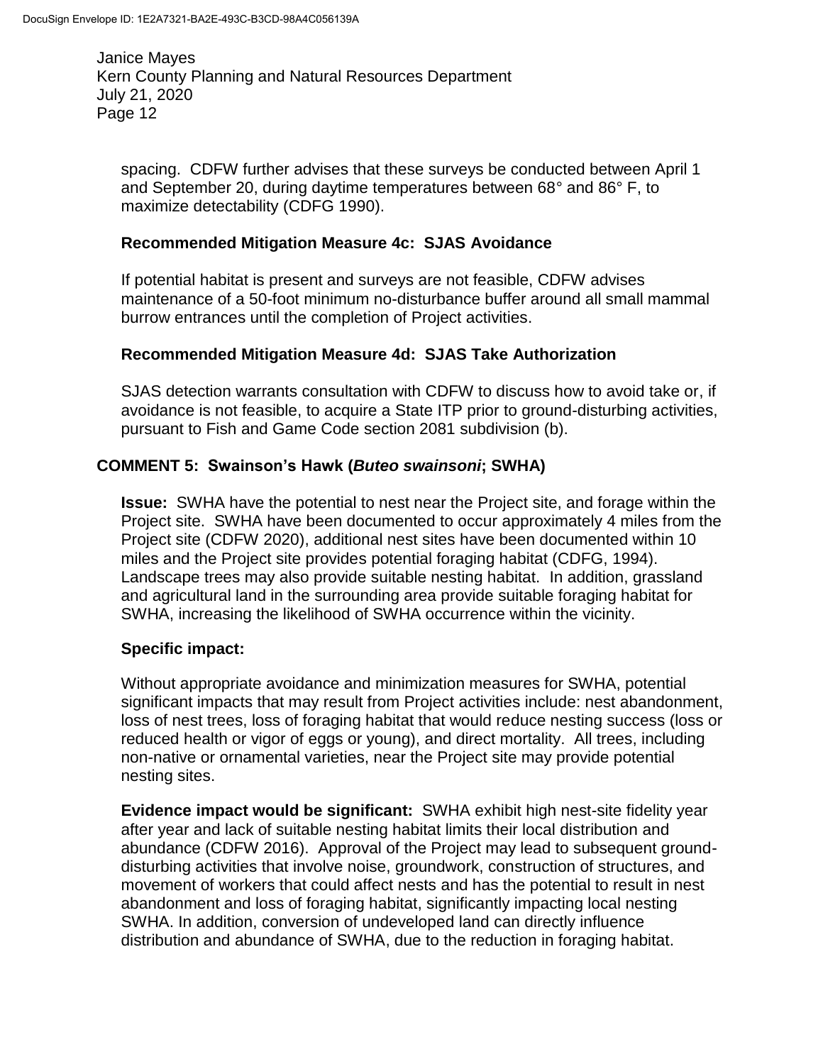spacing. CDFW further advises that these surveys be conducted between April 1 and September 20, during daytime temperatures between 68° and 86° F, to maximize detectability (CDFG 1990).

### Recommended Mitigation Measure 4c: SJAS Avoidance

If potential habitat is present and surveys are not feasible, CDFW advises maintenance of a 50-foot minimum no-disturbance buffer around all small mammal burrow entrances until the completion of Project activities.

### Recommended Mitigation Measure 4d: SJAS Take Authorization

SJAS detection warrants consultation with CDFW to discuss how to avoid take or, if avoidance is not feasible, to acquire a State ITP prior to ground-disturbing activities, pursuant to Fish and Game Code section 2081 subdivision (b).

## COMMENT 5: Swainson's Hawk (*Buteo swainsoni*; SWHA)

**Issue:** SWHA have the potential to nest near the Project site, and forage within the Project site. SWHA have been documented to occur approximately 4 miles from the Project site (CDFW 2020), additional nest sites have been documented within 10 miles and the Project site provides potential foraging habitat (CDFG, 1994). Landscape trees may also provide suitable nesting habitat. In addition, grassland and agricultural land in the surrounding area provide suitable foraging habitat for SWHA, increasing the likelihood of SWHA occurrence within the vicinity.

**Specific impact:**

Without appropriate avoidance and minimization measures for SWHA, potential significant impacts that may result from Project activities include: nest abandonment, loss of nest trees, loss of foraging habitat that would reduce nesting success (loss or reduced health or vigor of eggs or young), and direct mortality. All trees, including non-native or ornamental varieties, near the Project site may provide potential nesting sites.

**Evidence impact would be significant:** SWHA exhibit high nest-site fidelity year after year and lack of suitable nesting habitat limits their local distribution and abundance (CDFW 2016). Approval of the Project may lead to subsequent ground-disturbing activities that involve noise, groundwork, construction of structures, and movement of workers that could affect nests and has the potential to result in nest abandonment and loss of foraging habitat, significantly impacting local nesting SWHA. In addition, conversion of undeveloped land can directly influence distribution and abundance of SWHA, due to the reduction in foraging habitat.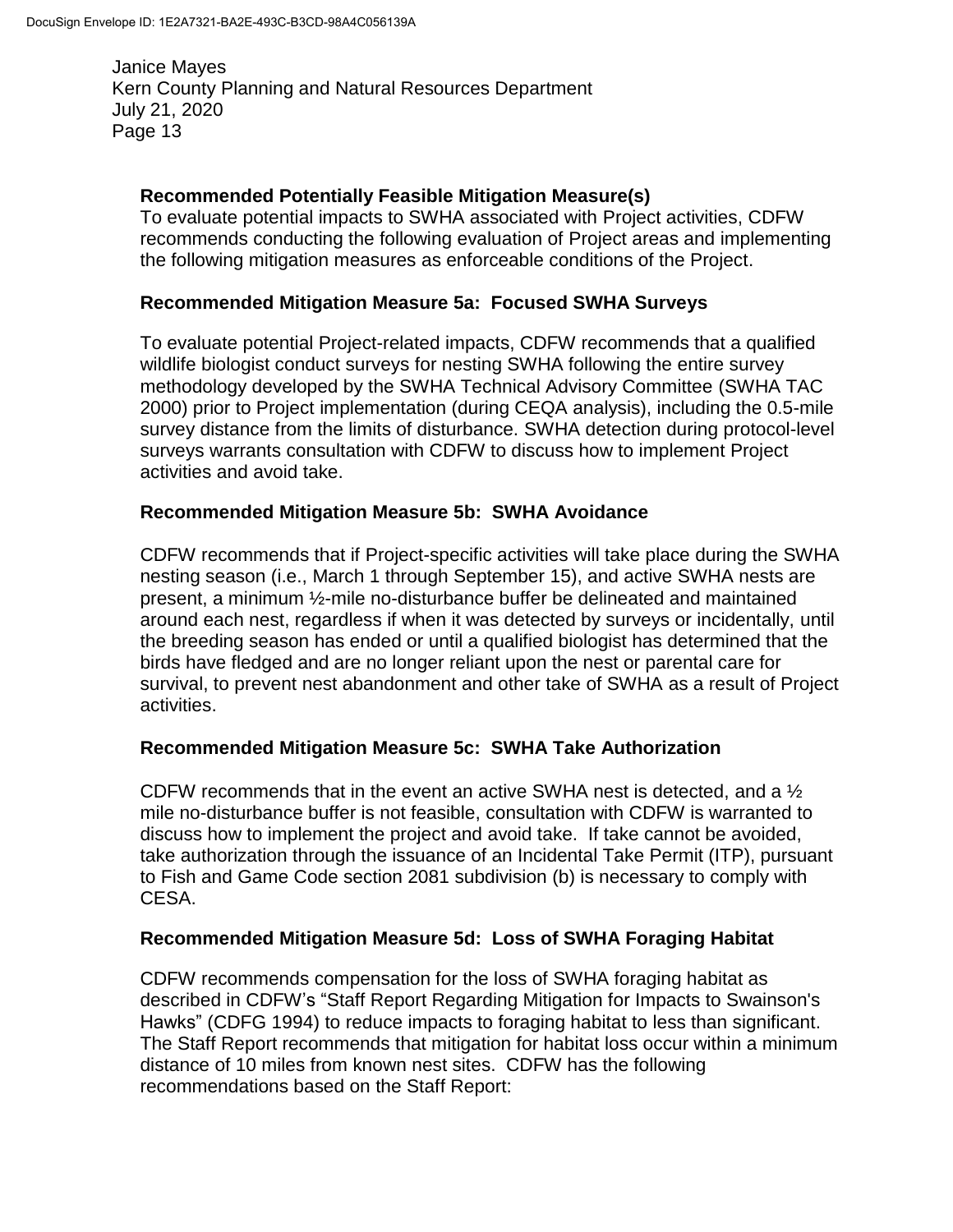**Recommended Potentially Feasible Mitigation Measure(s)**

To evaluate potential impacts to SWHA associated with Project activities, CDFW recommends conducting the following evaluation of Project areas and implementing the following mitigation measures as enforceable conditions of the Project.

**Recommended Mitigation Measure 5a: Focused SWHA Surveys**

To evaluate potential Project-related impacts, CDFW recommends that a qualified wildlife biologist conduct surveys for nesting SWHA following the entire survey methodology developed by the SWHA Technical Advisory Committee (SWHA TAC 2000) prior to Project implementation (during CEQA analysis), including the 0.5-mile survey distance from the limits of disturbance. SWHA detection during protocol-level surveys warrants consultation with CDFW to discuss how to implement Project activities and avoid take.

**Recommended Mitigation Measure 5b: SWHA Avoidance**

CDFW recommends that if Project-specific activities will take place during the SWHA nesting season (i.e., March 1 through September 15), and active SWHA nests are present, a minimum ½-mile no-disturbance buffer be delineated and maintained around each nest, regardless if when it was detected by surveys or incidentally, until the breeding season has ended or until a qualified biologist has determined that the birds have fledged and are no longer reliant upon the nest or parental care for survival, to prevent nest abandonment and other take of SWHA as a result of Project activities.

**Recommended Mitigation Measure 5c: SWHA Take Authorization**

CDFW recommends that in the event an active SWHA nest is detected, and a ½ mile no-disturbance buffer is not feasible, consultation with CDFW is warranted to discuss how to implement the project and avoid take. If take cannot be avoided, take authorization through the issuance of an Incidental Take Permit (ITP), pursuant to Fish and Game Code section 2081 subdivision (b) is necessary to comply with CESA.

**Recommended Mitigation Measure 5d: Loss of SWHA Foraging Habitat**

CDFW recommends compensation for the loss of SWHA foraging habitat as described in CDFW's "Staff Report Regarding Mitigation for Impacts to Swainson's Hawks" (CDFG 1994) to reduce impacts to foraging habitat to less than significant. The Staff Report recommends that mitigation for habitat loss occur within a minimum distance of 10 miles from known nest sites. CDFW has the following recommendations based on the Staff Report: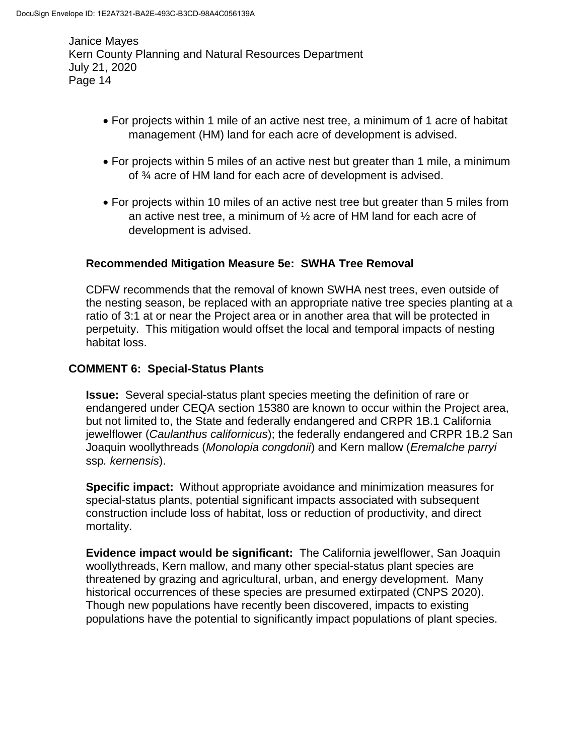- For projects within 1 mile of an active nest tree, a minimum of 1 acre of habitat management (HM) land for each acre of development is advised.

- For projects within 5 miles of an active nest but greater than 1 mile, a minimum of ¾ acre of HM land for each acre of development is advised.

- For projects within 10 miles of an active nest tree but greater than 5 miles from an active nest tree, a minimum of ½ acre of HM land for each acre of development is advised.

**Recommended Mitigation Measure 5e: SWHA Tree Removal**

CDFW recommends that the removal of known SWHA nest trees, even outside of the nesting season, be replaced with an appropriate native tree species planting at a ratio of 3:1 at or near the Project area or in another area that will be protected in perpetuity. This mitigation would offset the local and temporal impacts of nesting habitat loss.

**COMMENT 6: Special-Status Plants**

**Issue:** Several special-status plant species meeting the definition of rare or endangered under CEQA section 15380 are known to occur within the Project area, but not limited to, the State and federally endangered and CRPR 1B.1 California jewelflower (*Caulanthus californicus*); the federally endangered and CRPR 1B.2 San Joaquin woollythreads (*Monolopia congdonii*) and Kern mallow (*Eremalche parryi* ssp*. kernensis*).

**Specific impact:** Without appropriate avoidance and minimization measures for special-status plants, potential significant impacts associated with subsequent construction include loss of habitat, loss or reduction of productivity, and direct mortality.

**Evidence impact would be significant:** The California jewelflower, San Joaquin woollythreads, Kern mallow, and many other special-status plant species are threatened by grazing and agricultural, urban, and energy development. Many historical occurrences of these species are presumed extirpated (CNPS 2020). Though new populations have recently been discovered, impacts to existing populations have the potential to significantly impact populations of plant species.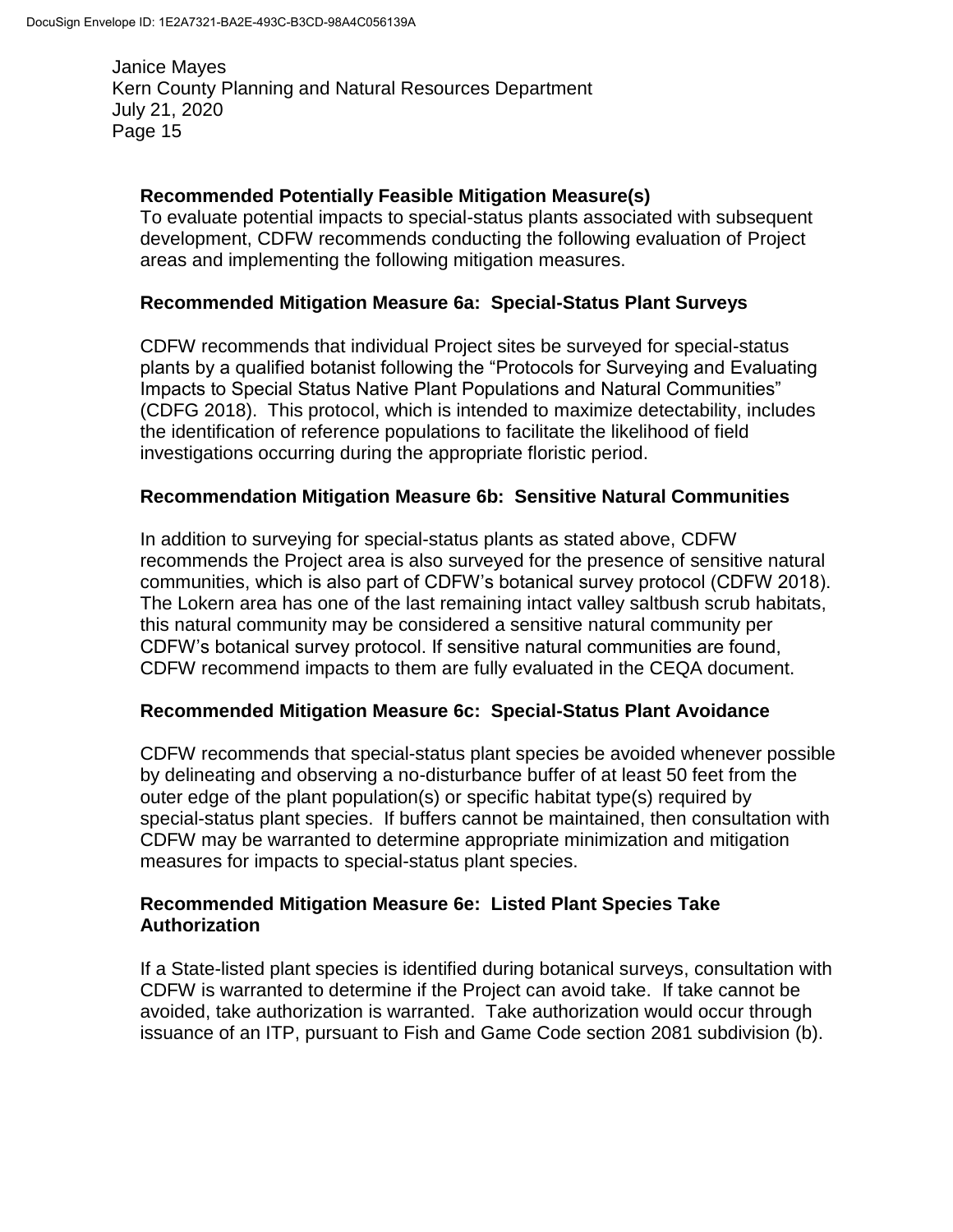**Recommended Potentially Feasible Mitigation Measure(s)**
To evaluate potential impacts to special-status plants associated with subsequent development, CDFW recommends conducting the following evaluation of Project areas and implementing the following mitigation measures.

**Recommended Mitigation Measure 6a: Special-Status Plant Surveys**

CDFW recommends that individual Project sites be surveyed for special-status plants by a qualified botanist following the "Protocols for Surveying and Evaluating Impacts to Special Status Native Plant Populations and Natural Communities" (CDFG 2018). This protocol, which is intended to maximize detectability, includes the identification of reference populations to facilitate the likelihood of field investigations occurring during the appropriate floristic period.

**Recommendation Mitigation Measure 6b: Sensitive Natural Communities**

In addition to surveying for special-status plants as stated above, CDFW recommends the Project area is also surveyed for the presence of sensitive natural communities, which is also part of CDFW's botanical survey protocol (CDFW 2018). The Lokern area has one of the last remaining intact valley saltbush scrub habitats, this natural community may be considered a sensitive natural community per CDFW's botanical survey protocol. If sensitive natural communities are found, CDFW recommend impacts to them are fully evaluated in the CEQA document.

**Recommended Mitigation Measure 6c: Special-Status Plant Avoidance**

CDFW recommends that special-status plant species be avoided whenever possible by delineating and observing a no-disturbance buffer of at least 50 feet from the outer edge of the plant population(s) or specific habitat type(s) required by special-status plant species. If buffers cannot be maintained, then consultation with CDFW may be warranted to determine appropriate minimization and mitigation measures for impacts to special-status plant species.

**Recommended Mitigation Measure 6e: Listed Plant Species Take Authorization**

If a State-listed plant species is identified during botanical surveys, consultation with CDFW is warranted to determine if the Project can avoid take. If take cannot be avoided, take authorization is warranted. Take authorization would occur through issuance of an ITP, pursuant to Fish and Game Code section 2081 subdivision (b).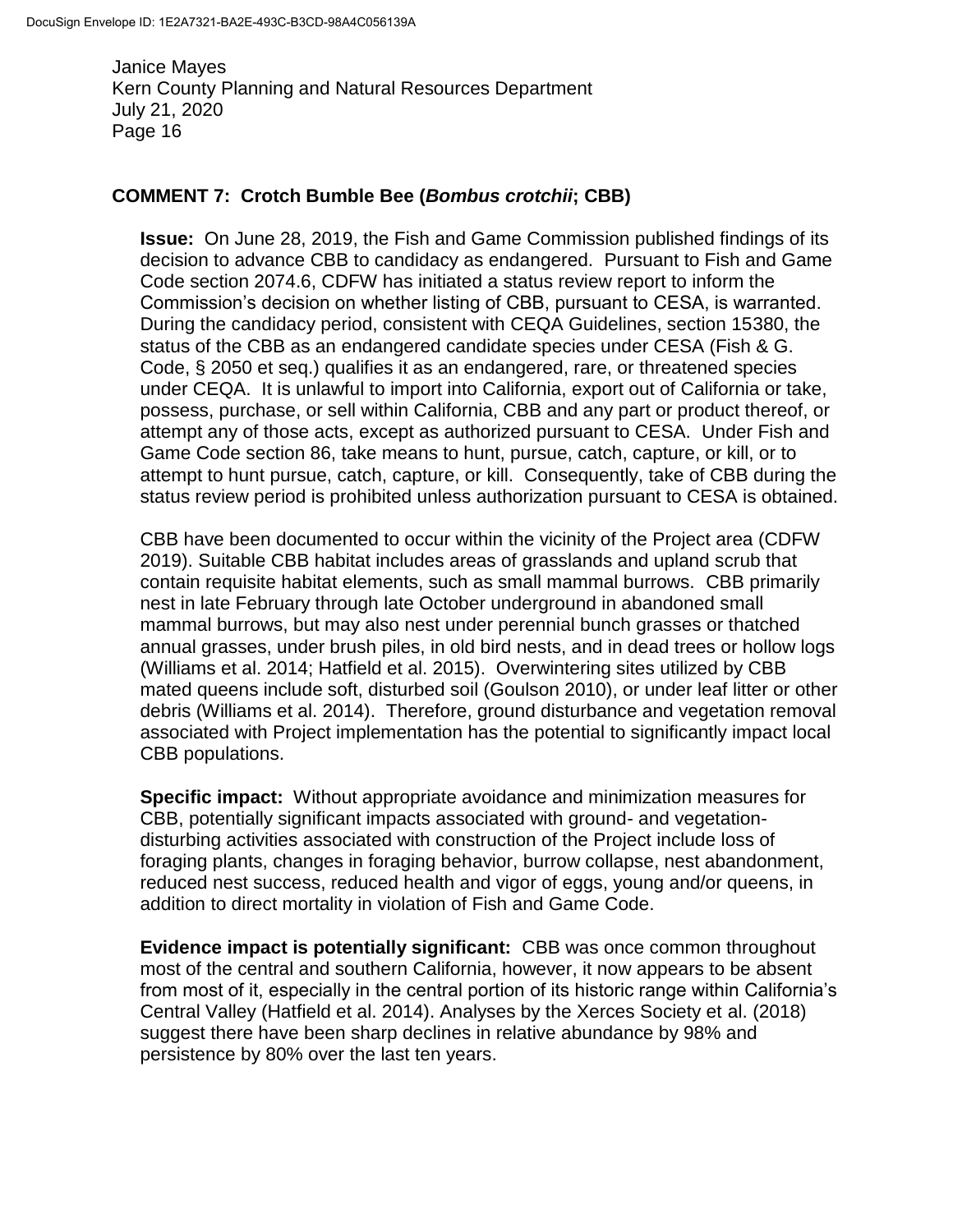## COMMENT 7: Crotch Bumble Bee (*Bombus crotchii*; CBB)

**Issue:** On June 28, 2019, the Fish and Game Commission published findings of its decision to advance CBB to candidacy as endangered. Pursuant to Fish and Game Code section 2074.6, CDFW has initiated a status review report to inform the Commission's decision on whether listing of CBB, pursuant to CESA, is warranted. During the candidacy period, consistent with CEQA Guidelines, section 15380, the status of the CBB as an endangered candidate species under CESA (Fish & G. Code, § 2050 et seq.) qualifies it as an endangered, rare, or threatened species under CEQA. It is unlawful to import into California, export out of California or take, possess, purchase, or sell within California, CBB and any part or product thereof, or attempt any of those acts, except as authorized pursuant to CESA. Under Fish and Game Code section 86, take means to hunt, pursue, catch, capture, or kill, or to attempt to hunt pursue, catch, capture, or kill. Consequently, take of CBB during the status review period is prohibited unless authorization pursuant to CESA is obtained.

CBB have been documented to occur within the vicinity of the Project area (CDFW 2019). Suitable CBB habitat includes areas of grasslands and upland scrub that contain requisite habitat elements, such as small mammal burrows. CBB primarily nest in late February through late October underground in abandoned small mammal burrows, but may also nest under perennial bunch grasses or thatched annual grasses, under brush piles, in old bird nests, and in dead trees or hollow logs (Williams et al. 2014; Hatfield et al. 2015). Overwintering sites utilized by CBB mated queens include soft, disturbed soil (Goulson 2010), or under leaf litter or other debris (Williams et al. 2014). Therefore, ground disturbance and vegetation removal associated with Project implementation has the potential to significantly impact local CBB populations.

**Specific impact:** Without appropriate avoidance and minimization measures for CBB, potentially significant impacts associated with ground- and vegetation-disturbing activities associated with construction of the Project include loss of foraging plants, changes in foraging behavior, burrow collapse, nest abandonment, reduced nest success, reduced health and vigor of eggs, young and/or queens, in addition to direct mortality in violation of Fish and Game Code.

**Evidence impact is potentially significant:** CBB was once common throughout most of the central and southern California, however, it now appears to be absent from most of it, especially in the central portion of its historic range within California's Central Valley (Hatfield et al. 2014). Analyses by the Xerces Society et al. (2018) suggest there have been sharp declines in relative abundance by 98% and persistence by 80% over the last ten years.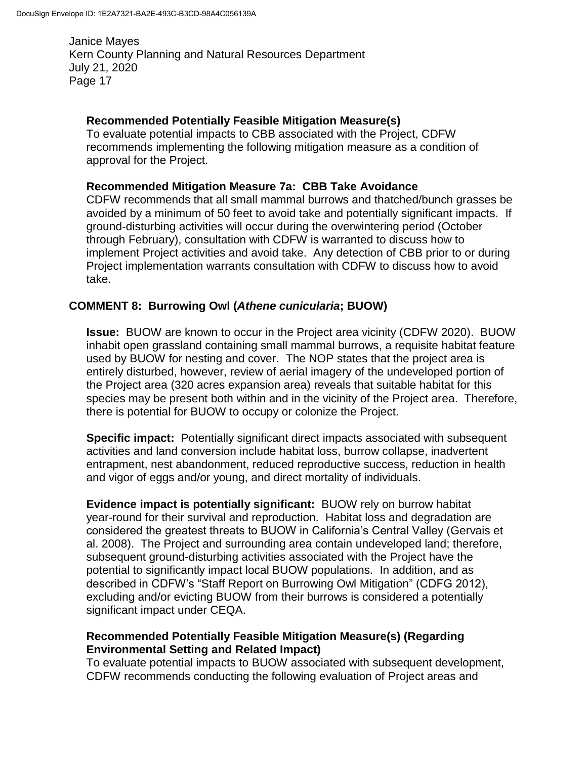**Recommended Potentially Feasible Mitigation Measure(s)**

To evaluate potential impacts to CBB associated with the Project, CDFW recommends implementing the following mitigation measure as a condition of approval for the Project.

**Recommended Mitigation Measure 7a: CBB Take Avoidance**

CDFW recommends that all small mammal burrows and thatched/bunch grasses be avoided by a minimum of 50 feet to avoid take and potentially significant impacts. If ground-disturbing activities will occur during the overwintering period (October through February), consultation with CDFW is warranted to discuss how to implement Project activities and avoid take. Any detection of CBB prior to or during Project implementation warrants consultation with CDFW to discuss how to avoid take.

## COMMENT 8: Burrowing Owl (*Athene cunicularia*; BUOW)

**Issue:** BUOW are known to occur in the Project area vicinity (CDFW 2020). BUOW inhabit open grassland containing small mammal burrows, a requisite habitat feature used by BUOW for nesting and cover. The NOP states that the project area is entirely disturbed, however, review of aerial imagery of the undeveloped portion of the Project area (320 acres expansion area) reveals that suitable habitat for this species may be present both within and in the vicinity of the Project area. Therefore, there is potential for BUOW to occupy or colonize the Project.

**Specific impact:** Potentially significant direct impacts associated with subsequent activities and land conversion include habitat loss, burrow collapse, inadvertent entrapment, nest abandonment, reduced reproductive success, reduction in health and vigor of eggs and/or young, and direct mortality of individuals.

**Evidence impact is potentially significant:** BUOW rely on burrow habitat year-round for their survival and reproduction. Habitat loss and degradation are considered the greatest threats to BUOW in California's Central Valley (Gervais et al. 2008). The Project and surrounding area contain undeveloped land; therefore, subsequent ground-disturbing activities associated with the Project have the potential to significantly impact local BUOW populations. In addition, and as described in CDFW's "Staff Report on Burrowing Owl Mitigation" (CDFG 2012), excluding and/or evicting BUOW from their burrows is considered a potentially significant impact under CEQA.

**Recommended Potentially Feasible Mitigation Measure(s) (Regarding Environmental Setting and Related Impact)**

To evaluate potential impacts to BUOW associated with subsequent development, CDFW recommends conducting the following evaluation of Project areas and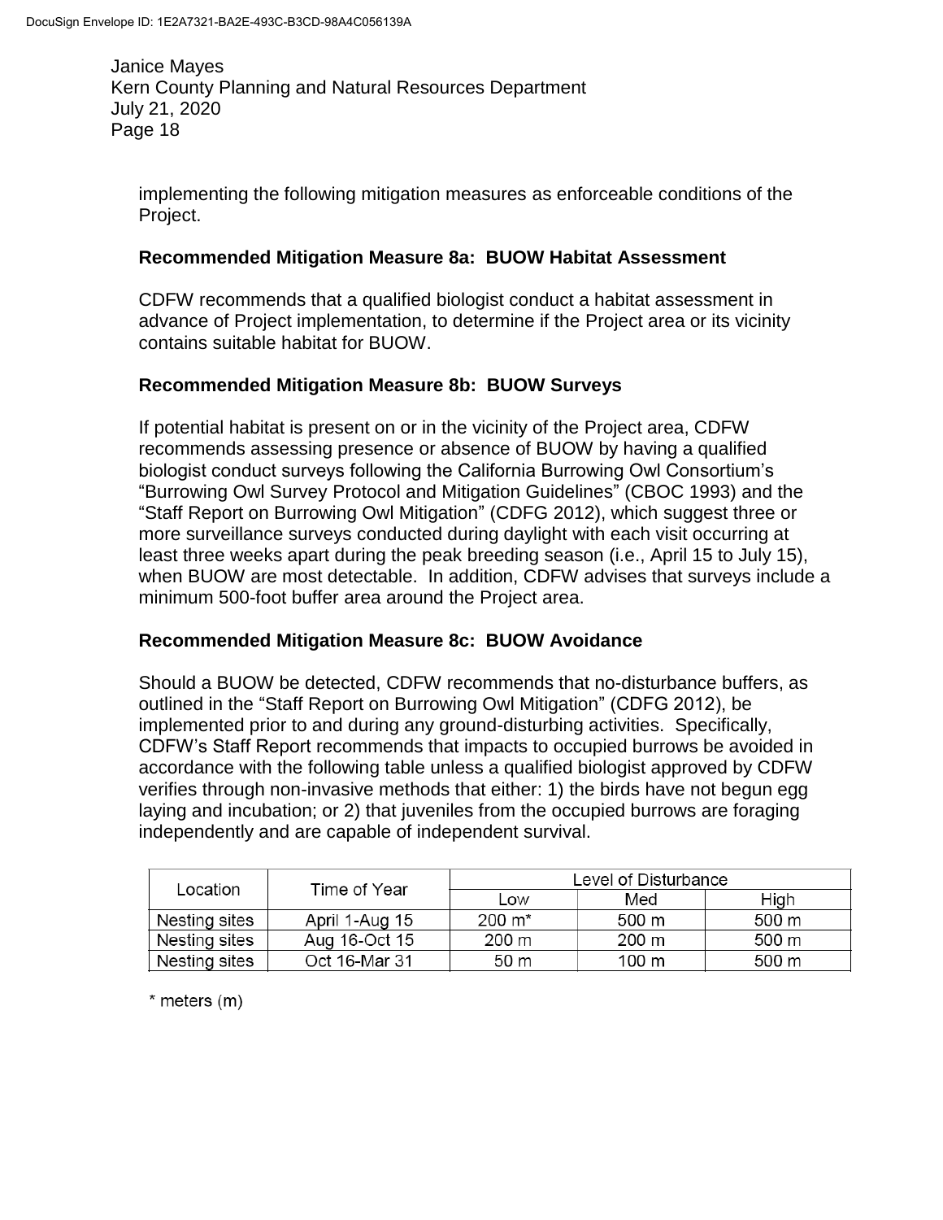implementing the following mitigation measures as enforceable conditions of the Project.

**Recommended Mitigation Measure 8a: BUOW Habitat Assessment**

CDFW recommends that a qualified biologist conduct a habitat assessment in advance of Project implementation, to determine if the Project area or its vicinity contains suitable habitat for BUOW.

**Recommended Mitigation Measure 8b: BUOW Surveys**

If potential habitat is present on or in the vicinity of the Project area, CDFW recommends assessing presence or absence of BUOW by having a qualified biologist conduct surveys following the California Burrowing Owl Consortium's "Burrowing Owl Survey Protocol and Mitigation Guidelines" (CBOC 1993) and the "Staff Report on Burrowing Owl Mitigation" (CDFG 2012), which suggest three or more surveillance surveys conducted during daylight with each visit occurring at least three weeks apart during the peak breeding season (i.e., April 15 to July 15), when BUOW are most detectable. In addition, CDFW advises that surveys include a minimum 500-foot buffer area around the Project area.

**Recommended Mitigation Measure 8c: BUOW Avoidance**

Should a BUOW be detected, CDFW recommends that no-disturbance buffers, as outlined in the "Staff Report on Burrowing Owl Mitigation" (CDFG 2012), be implemented prior to and during any ground-disturbing activities. Specifically, CDFW's Staff Report recommends that impacts to occupied burrows be avoided in accordance with the following table unless a qualified biologist approved by CDFW verifies through non-invasive methods that either: 1) the birds have not begun egg laying and incubation; or 2) that juveniles from the occupied burrows are foraging independently and are capable of independent survival.

| Location | Time of Year | Level of Disturbance | | |
|---|---|---|---|---|
| | | Low | Med | High |
| Nesting sites | April 1-Aug 15 | 200 m* | 500 m | 500 m |
| Nesting sites | Aug 16-Oct 15 | 200 m | 200 m | 500 m |
| Nesting sites | Oct 16-Mar 31 | 50 m | 100 m | 500 m |

* meters (m)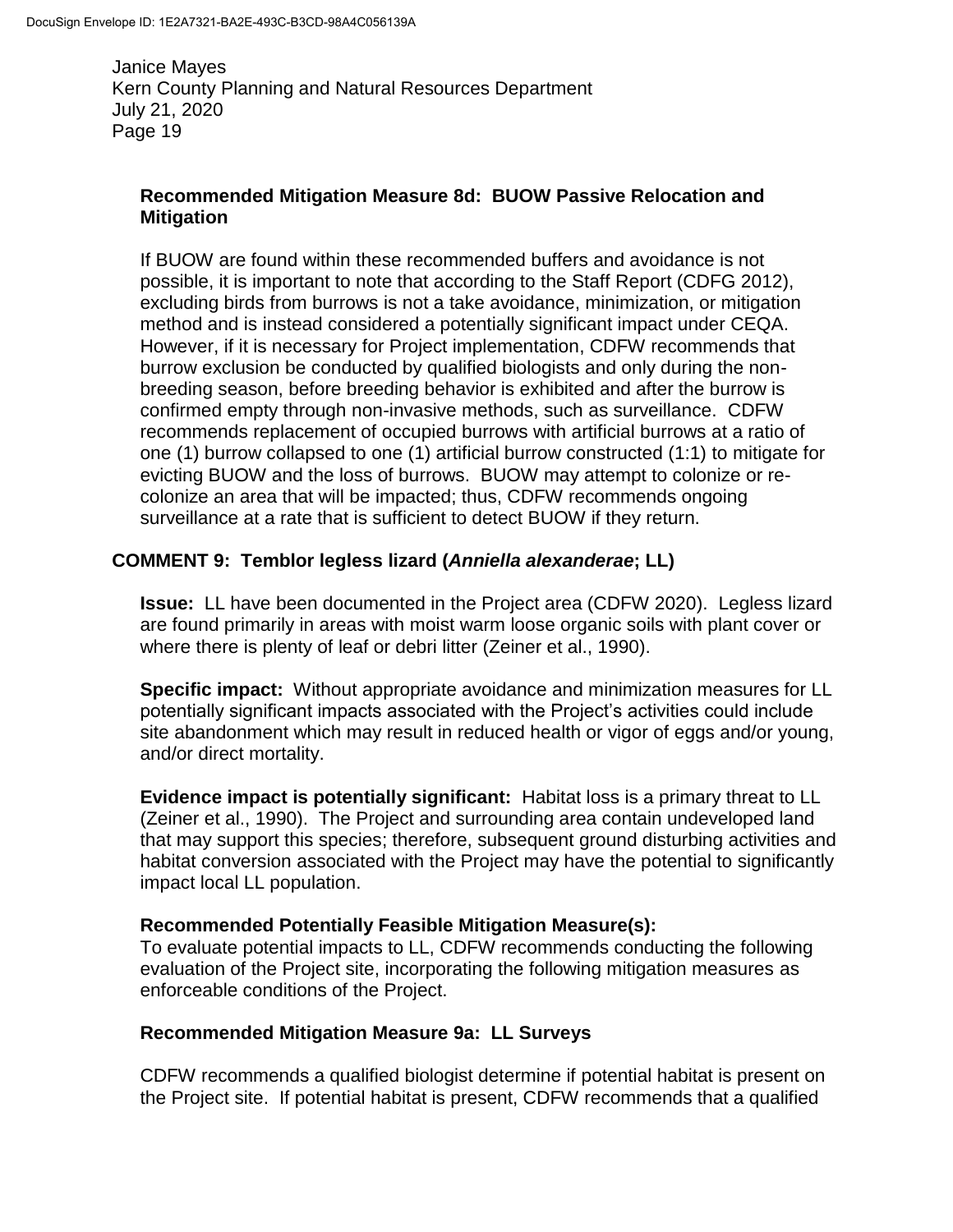**Recommended Mitigation Measure 8d: BUOW Passive Relocation and Mitigation**

If BUOW are found within these recommended buffers and avoidance is not possible, it is important to note that according to the Staff Report (CDFG 2012), excluding birds from burrows is not a take avoidance, minimization, or mitigation method and is instead considered a potentially significant impact under CEQA. However, if it is necessary for Project implementation, CDFW recommends that burrow exclusion be conducted by qualified biologists and only during the non-breeding season, before breeding behavior is exhibited and after the burrow is confirmed empty through non-invasive methods, such as surveillance. CDFW recommends replacement of occupied burrows with artificial burrows at a ratio of one (1) burrow collapsed to one (1) artificial burrow constructed (1:1) to mitigate for evicting BUOW and the loss of burrows. BUOW may attempt to colonize or re-colonize an area that will be impacted; thus, CDFW recommends ongoing surveillance at a rate that is sufficient to detect BUOW if they return.

## COMMENT 9: Temblor legless lizard (*Anniella alexanderae*; LL)

**Issue:** LL have been documented in the Project area (CDFW 2020). Legless lizard are found primarily in areas with moist warm loose organic soils with plant cover or where there is plenty of leaf or debri litter (Zeiner et al., 1990).

**Specific impact:** Without appropriate avoidance and minimization measures for LL potentially significant impacts associated with the Project's activities could include site abandonment which may result in reduced health or vigor of eggs and/or young, and/or direct mortality.

**Evidence impact is potentially significant:** Habitat loss is a primary threat to LL (Zeiner et al., 1990). The Project and surrounding area contain undeveloped land that may support this species; therefore, subsequent ground disturbing activities and habitat conversion associated with the Project may have the potential to significantly impact local LL population.

**Recommended Potentially Feasible Mitigation Measure(s):**
To evaluate potential impacts to LL, CDFW recommends conducting the following evaluation of the Project site, incorporating the following mitigation measures as enforceable conditions of the Project.

**Recommended Mitigation Measure 9a: LL Surveys**

CDFW recommends a qualified biologist determine if potential habitat is present on the Project site. If potential habitat is present, CDFW recommends that a qualified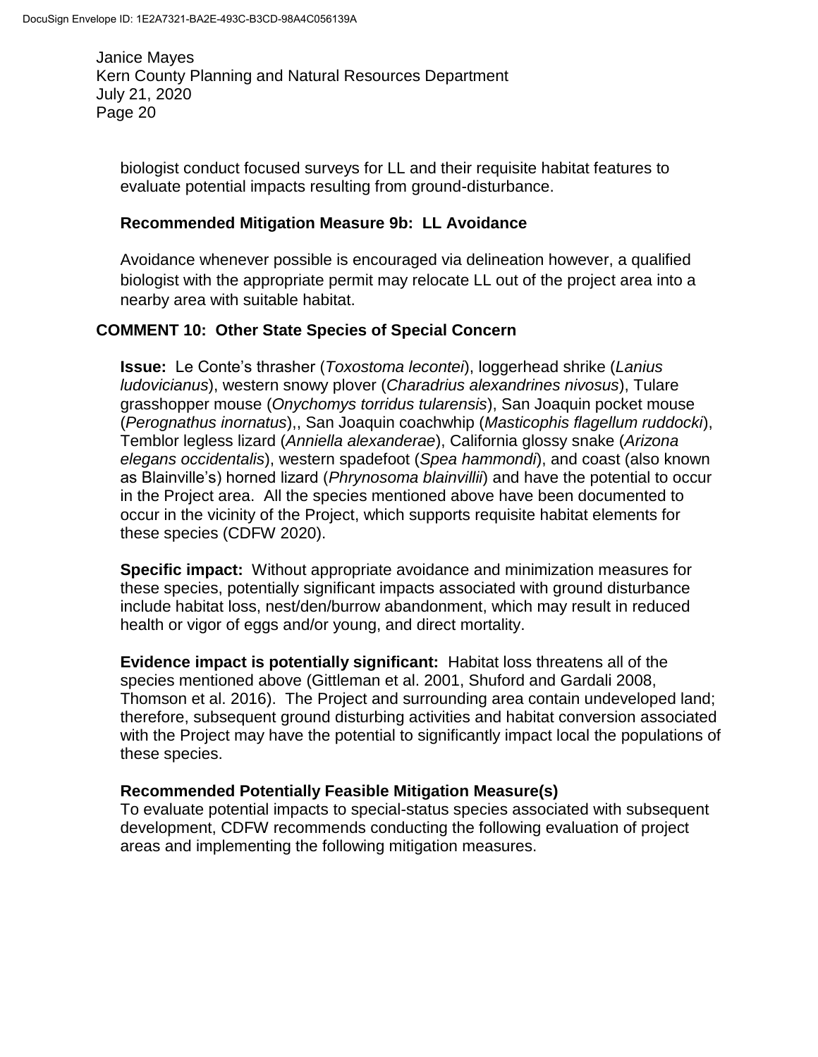biologist conduct focused surveys for LL and their requisite habitat features to evaluate potential impacts resulting from ground-disturbance.

**Recommended Mitigation Measure 9b: LL Avoidance**

Avoidance whenever possible is encouraged via delineation however, a qualified biologist with the appropriate permit may relocate LL out of the project area into a nearby area with suitable habitat.

**COMMENT 10: Other State Species of Special Concern**

**Issue:** Le Conte's thrasher (*Toxostoma lecontei*), loggerhead shrike (*Lanius ludovicianus*), western snowy plover (*Charadrius alexandrines nivosus*), Tulare grasshopper mouse (*Onychomys torridus tularensis*), San Joaquin pocket mouse (*Perognathus inornatus*),, San Joaquin coachwhip (*Masticophis flagellum ruddocki*), Temblor legless lizard (*Anniella alexanderae*), California glossy snake (*Arizona elegans occidentalis*), western spadefoot (*Spea hammondi*), and coast (also known as Blainville's) horned lizard (*Phrynosoma blainvillii*) and have the potential to occur in the Project area. All the species mentioned above have been documented to occur in the vicinity of the Project, which supports requisite habitat elements for these species (CDFW 2020).

**Specific impact:** Without appropriate avoidance and minimization measures for these species, potentially significant impacts associated with ground disturbance include habitat loss, nest/den/burrow abandonment, which may result in reduced health or vigor of eggs and/or young, and direct mortality.

**Evidence impact is potentially significant:** Habitat loss threatens all of the species mentioned above (Gittleman et al. 2001, Shuford and Gardali 2008, Thomson et al. 2016). The Project and surrounding area contain undeveloped land; therefore, subsequent ground disturbing activities and habitat conversion associated with the Project may have the potential to significantly impact local the populations of these species.

**Recommended Potentially Feasible Mitigation Measure(s)**

To evaluate potential impacts to special-status species associated with subsequent development, CDFW recommends conducting the following evaluation of project areas and implementing the following mitigation measures.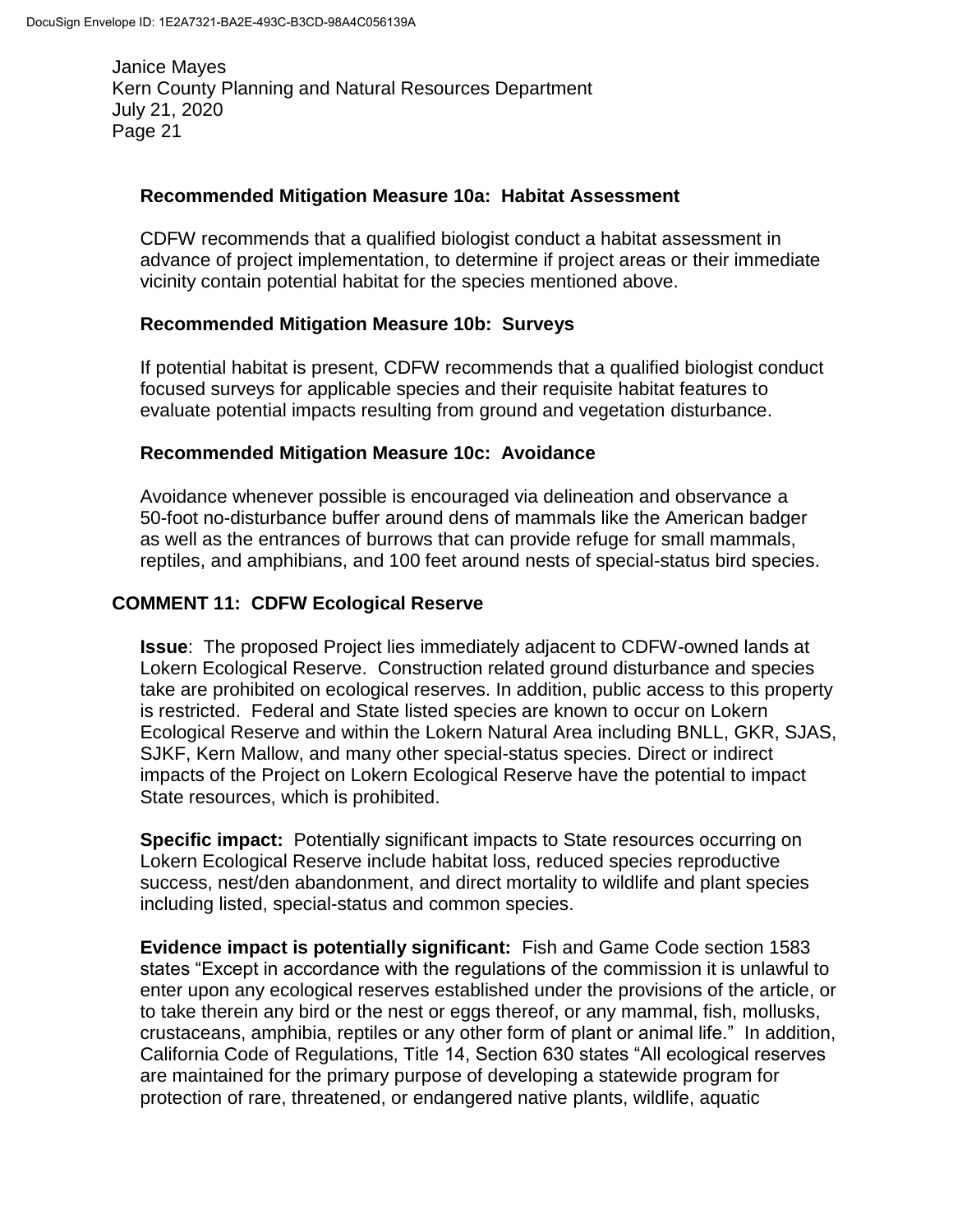**Recommended Mitigation Measure 10a: Habitat Assessment**

CDFW recommends that a qualified biologist conduct a habitat assessment in advance of project implementation, to determine if project areas or their immediate vicinity contain potential habitat for the species mentioned above.

**Recommended Mitigation Measure 10b: Surveys**

If potential habitat is present, CDFW recommends that a qualified biologist conduct focused surveys for applicable species and their requisite habitat features to evaluate potential impacts resulting from ground and vegetation disturbance.

**Recommended Mitigation Measure 10c: Avoidance**

Avoidance whenever possible is encouraged via delineation and observance a 50-foot no-disturbance buffer around dens of mammals like the American badger as well as the entrances of burrows that can provide refuge for small mammals, reptiles, and amphibians, and 100 feet around nests of special-status bird species.

**COMMENT 11: CDFW Ecological Reserve**

**Issue**: The proposed Project lies immediately adjacent to CDFW-owned lands at Lokern Ecological Reserve. Construction related ground disturbance and species take are prohibited on ecological reserves. In addition, public access to this property is restricted. Federal and State listed species are known to occur on Lokern Ecological Reserve and within the Lokern Natural Area including BNLL, GKR, SJAS, SJKF, Kern Mallow, and many other special-status species. Direct or indirect impacts of the Project on Lokern Ecological Reserve have the potential to impact State resources, which is prohibited.

**Specific impact:** Potentially significant impacts to State resources occurring on Lokern Ecological Reserve include habitat loss, reduced species reproductive success, nest/den abandonment, and direct mortality to wildlife and plant species including listed, special-status and common species.

**Evidence impact is potentially significant:** Fish and Game Code section 1583 states "Except in accordance with the regulations of the commission it is unlawful to enter upon any ecological reserves established under the provisions of the article, or to take therein any bird or the nest or eggs thereof, or any mammal, fish, mollusks, crustaceans, amphibia, reptiles or any other form of plant or animal life." In addition, California Code of Regulations, Title 14, Section 630 states "All ecological reserves are maintained for the primary purpose of developing a statewide program for protection of rare, threatened, or endangered native plants, wildlife, aquatic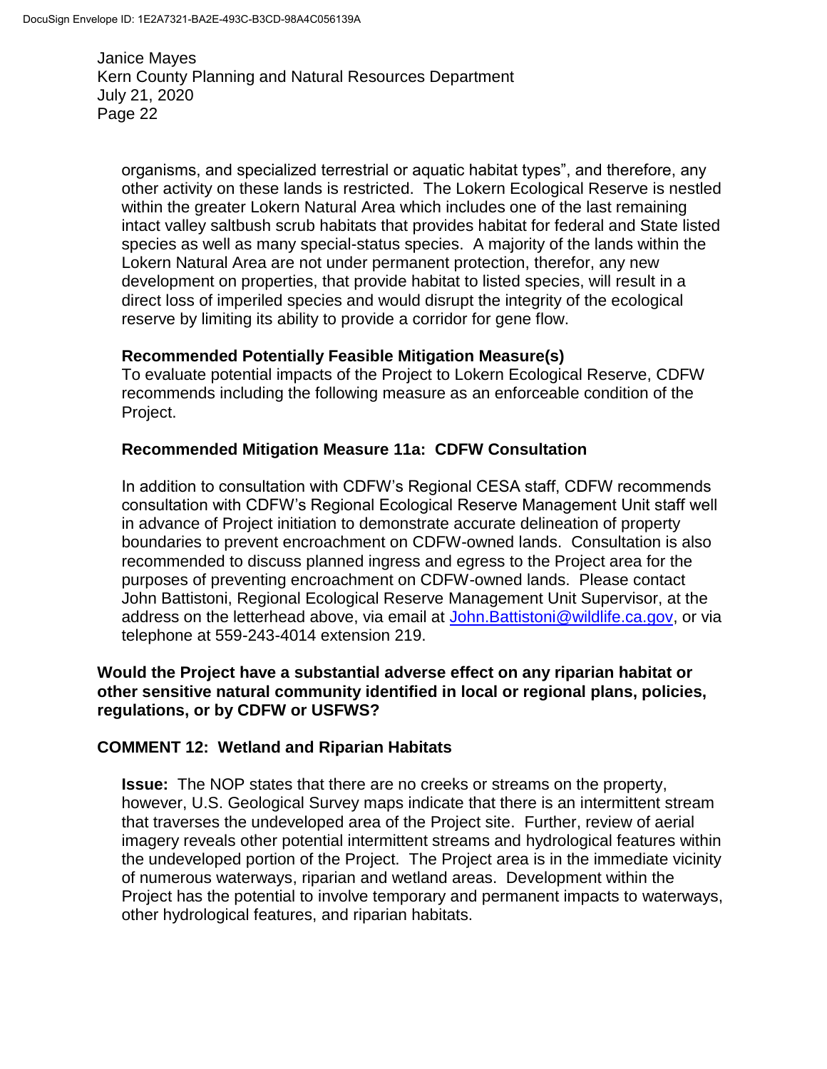organisms, and specialized terrestrial or aquatic habitat types", and therefore, any other activity on these lands is restricted. The Lokern Ecological Reserve is nestled within the greater Lokern Natural Area which includes one of the last remaining intact valley saltbush scrub habitats that provides habitat for federal and State listed species as well as many special-status species. A majority of the lands within the Lokern Natural Area are not under permanent protection, therefor, any new development on properties, that provide habitat to listed species, will result in a direct loss of imperiled species and would disrupt the integrity of the ecological reserve by limiting its ability to provide a corridor for gene flow.

**Recommended Potentially Feasible Mitigation Measure(s)**

To evaluate potential impacts of the Project to Lokern Ecological Reserve, CDFW recommends including the following measure as an enforceable condition of the Project.

**Recommended Mitigation Measure 11a: CDFW Consultation**

In addition to consultation with CDFW's Regional CESA staff, CDFW recommends consultation with CDFW's Regional Ecological Reserve Management Unit staff well in advance of Project initiation to demonstrate accurate delineation of property boundaries to prevent encroachment on CDFW-owned lands. Consultation is also recommended to discuss planned ingress and egress to the Project area for the purposes of preventing encroachment on CDFW-owned lands. Please contact John Battistoni, Regional Ecological Reserve Management Unit Supervisor, at the address on the letterhead above, via email at John.Battistoni@wildlife.ca.gov, or via telephone at 559-243-4014 extension 219.

**Would the Project have a substantial adverse effect on any riparian habitat or other sensitive natural community identified in local or regional plans, policies, regulations, or by CDFW or USFWS?**

**COMMENT 12: Wetland and Riparian Habitats**

**Issue:** The NOP states that there are no creeks or streams on the property, however, U.S. Geological Survey maps indicate that there is an intermittent stream that traverses the undeveloped area of the Project site. Further, review of aerial imagery reveals other potential intermittent streams and hydrological features within the undeveloped portion of the Project. The Project area is in the immediate vicinity of numerous waterways, riparian and wetland areas. Development within the Project has the potential to involve temporary and permanent impacts to waterways, other hydrological features, and riparian habitats.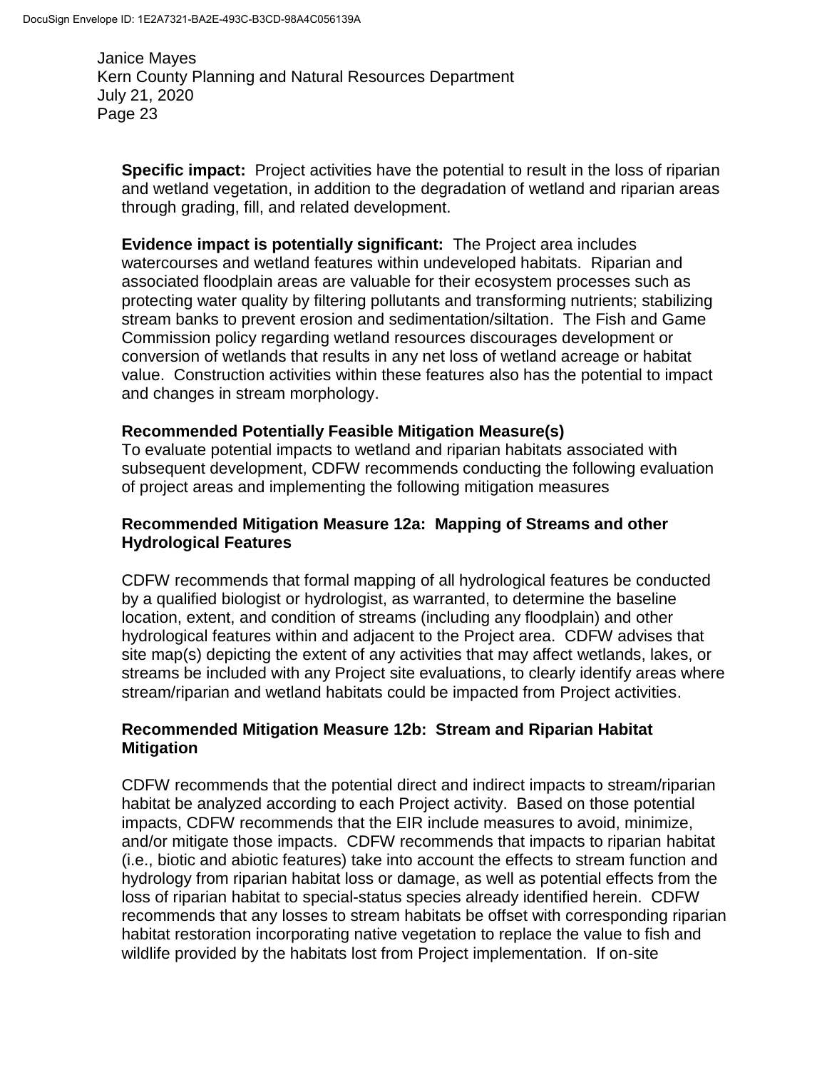**Specific impact:** Project activities have the potential to result in the loss of riparian and wetland vegetation, in addition to the degradation of wetland and riparian areas through grading, fill, and related development.

**Evidence impact is potentially significant:** The Project area includes watercourses and wetland features within undeveloped habitats. Riparian and associated floodplain areas are valuable for their ecosystem processes such as protecting water quality by filtering pollutants and transforming nutrients; stabilizing stream banks to prevent erosion and sedimentation/siltation. The Fish and Game Commission policy regarding wetland resources discourages development or conversion of wetlands that results in any net loss of wetland acreage or habitat value. Construction activities within these features also has the potential to impact and changes in stream morphology.

**Recommended Potentially Feasible Mitigation Measure(s)**

To evaluate potential impacts to wetland and riparian habitats associated with subsequent development, CDFW recommends conducting the following evaluation of project areas and implementing the following mitigation measures

**Recommended Mitigation Measure 12a: Mapping of Streams and other Hydrological Features**

CDFW recommends that formal mapping of all hydrological features be conducted by a qualified biologist or hydrologist, as warranted, to determine the baseline location, extent, and condition of streams (including any floodplain) and other hydrological features within and adjacent to the Project area. CDFW advises that site map(s) depicting the extent of any activities that may affect wetlands, lakes, or streams be included with any Project site evaluations, to clearly identify areas where stream/riparian and wetland habitats could be impacted from Project activities.

**Recommended Mitigation Measure 12b: Stream and Riparian Habitat Mitigation**

CDFW recommends that the potential direct and indirect impacts to stream/riparian habitat be analyzed according to each Project activity. Based on those potential impacts, CDFW recommends that the EIR include measures to avoid, minimize, and/or mitigate those impacts. CDFW recommends that impacts to riparian habitat (i.e., biotic and abiotic features) take into account the effects to stream function and hydrology from riparian habitat loss or damage, as well as potential effects from the loss of riparian habitat to special-status species already identified herein. CDFW recommends that any losses to stream habitats be offset with corresponding riparian habitat restoration incorporating native vegetation to replace the value to fish and wildlife provided by the habitats lost from Project implementation. If on-site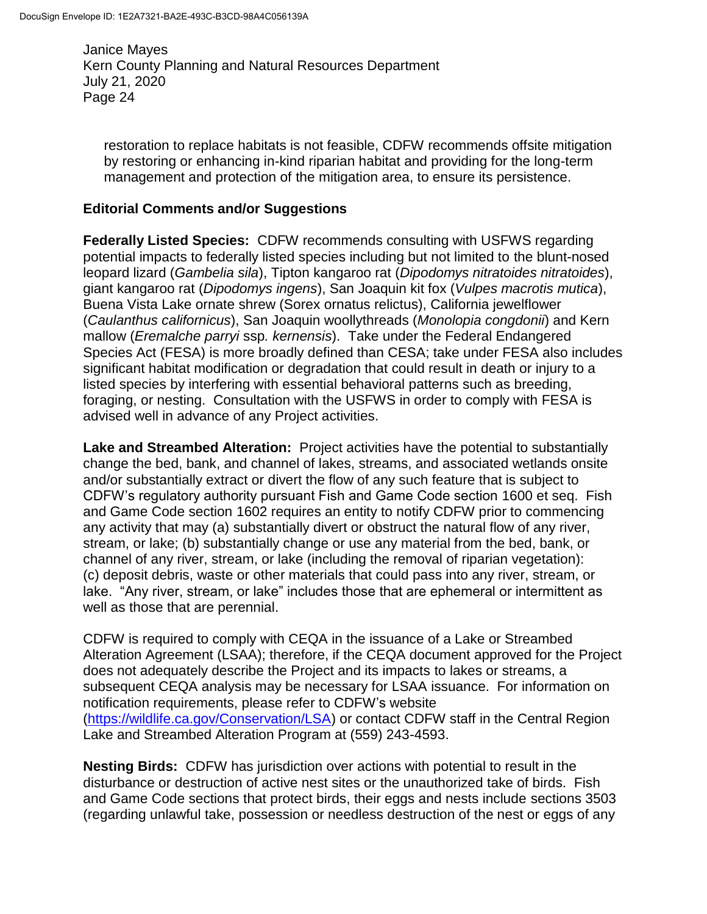restoration to replace habitats is not feasible, CDFW recommends offsite mitigation by restoring or enhancing in-kind riparian habitat and providing for the long-term management and protection of the mitigation area, to ensure its persistence.

**Editorial Comments and/or Suggestions**

**Federally Listed Species:** CDFW recommends consulting with USFWS regarding potential impacts to federally listed species including but not limited to the blunt-nosed leopard lizard (*Gambelia sila*), Tipton kangaroo rat (*Dipodomys nitratoides nitratoides*), giant kangaroo rat (*Dipodomys ingens*), San Joaquin kit fox (*Vulpes macrotis mutica*), Buena Vista Lake ornate shrew (Sorex ornatus relictus), California jewelflower (*Caulanthus californicus*), San Joaquin woollythreads (*Monolopia congdonii*) and Kern mallow (*Eremalche parryi* ssp*. kernensis*). Take under the Federal Endangered Species Act (FESA) is more broadly defined than CESA; take under FESA also includes significant habitat modification or degradation that could result in death or injury to a listed species by interfering with essential behavioral patterns such as breeding, foraging, or nesting. Consultation with the USFWS in order to comply with FESA is advised well in advance of any Project activities.

**Lake and Streambed Alteration:** Project activities have the potential to substantially change the bed, bank, and channel of lakes, streams, and associated wetlands onsite and/or substantially extract or divert the flow of any such feature that is subject to CDFW's regulatory authority pursuant Fish and Game Code section 1600 et seq. Fish and Game Code section 1602 requires an entity to notify CDFW prior to commencing any activity that may (a) substantially divert or obstruct the natural flow of any river, stream, or lake; (b) substantially change or use any material from the bed, bank, or channel of any river, stream, or lake (including the removal of riparian vegetation): (c) deposit debris, waste or other materials that could pass into any river, stream, or lake. "Any river, stream, or lake" includes those that are ephemeral or intermittent as well as those that are perennial.

CDFW is required to comply with CEQA in the issuance of a Lake or Streambed Alteration Agreement (LSAA); therefore, if the CEQA document approved for the Project does not adequately describe the Project and its impacts to lakes or streams, a subsequent CEQA analysis may be necessary for LSAA issuance. For information on notification requirements, please refer to CDFW's website (https://wildlife.ca.gov/Conservation/LSA) or contact CDFW staff in the Central Region Lake and Streambed Alteration Program at (559) 243-4593.

**Nesting Birds:** CDFW has jurisdiction over actions with potential to result in the disturbance or destruction of active nest sites or the unauthorized take of birds. Fish and Game Code sections that protect birds, their eggs and nests include sections 3503 (regarding unlawful take, possession or needless destruction of the nest or eggs of any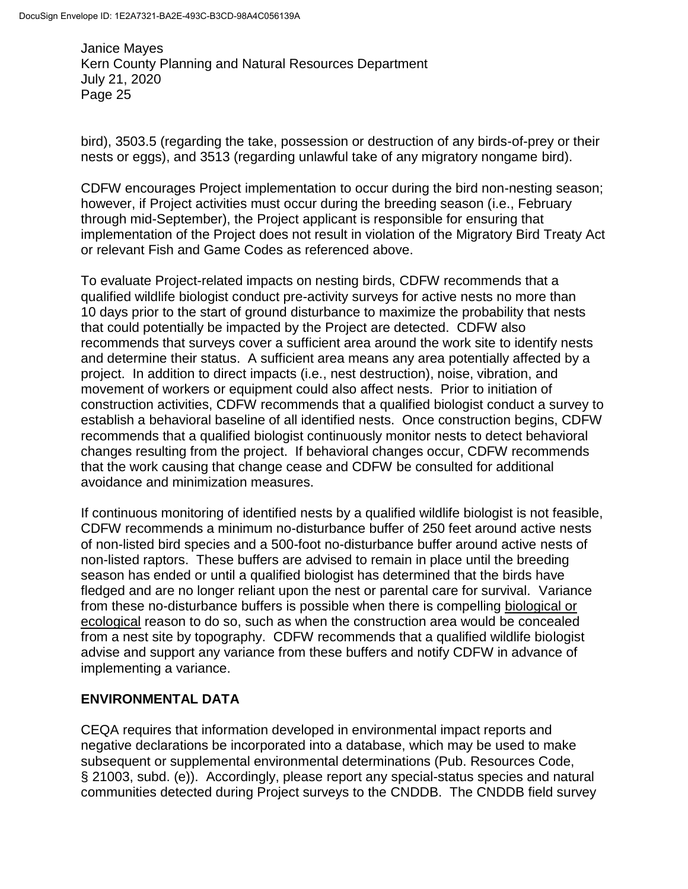bird), 3503.5 (regarding the take, possession or destruction of any birds-of-prey or their nests or eggs), and 3513 (regarding unlawful take of any migratory nongame bird).

CDFW encourages Project implementation to occur during the bird non-nesting season; however, if Project activities must occur during the breeding season (i.e., February through mid-September), the Project applicant is responsible for ensuring that implementation of the Project does not result in violation of the Migratory Bird Treaty Act or relevant Fish and Game Codes as referenced above.

To evaluate Project-related impacts on nesting birds, CDFW recommends that a qualified wildlife biologist conduct pre-activity surveys for active nests no more than 10 days prior to the start of ground disturbance to maximize the probability that nests that could potentially be impacted by the Project are detected. CDFW also recommends that surveys cover a sufficient area around the work site to identify nests and determine their status. A sufficient area means any area potentially affected by a project. In addition to direct impacts (i.e., nest destruction), noise, vibration, and movement of workers or equipment could also affect nests. Prior to initiation of construction activities, CDFW recommends that a qualified biologist conduct a survey to establish a behavioral baseline of all identified nests. Once construction begins, CDFW recommends that a qualified biologist continuously monitor nests to detect behavioral changes resulting from the project. If behavioral changes occur, CDFW recommends that the work causing that change cease and CDFW be consulted for additional avoidance and minimization measures.

If continuous monitoring of identified nests by a qualified wildlife biologist is not feasible, CDFW recommends a minimum no-disturbance buffer of 250 feet around active nests of non-listed bird species and a 500-foot no-disturbance buffer around active nests of non-listed raptors. These buffers are advised to remain in place until the breeding season has ended or until a qualified biologist has determined that the birds have fledged and are no longer reliant upon the nest or parental care for survival. Variance from these no-disturbance buffers is possible when there is compelling biological or ecological reason to do so, such as when the construction area would be concealed from a nest site by topography. CDFW recommends that a qualified wildlife biologist advise and support any variance from these buffers and notify CDFW in advance of implementing a variance.

## ENVIRONMENTAL DATA

CEQA requires that information developed in environmental impact reports and negative declarations be incorporated into a database, which may be used to make subsequent or supplemental environmental determinations (Pub. Resources Code, § 21003, subd. (e)). Accordingly, please report any special-status species and natural communities detected during Project surveys to the CNDDB. The CNDDB field survey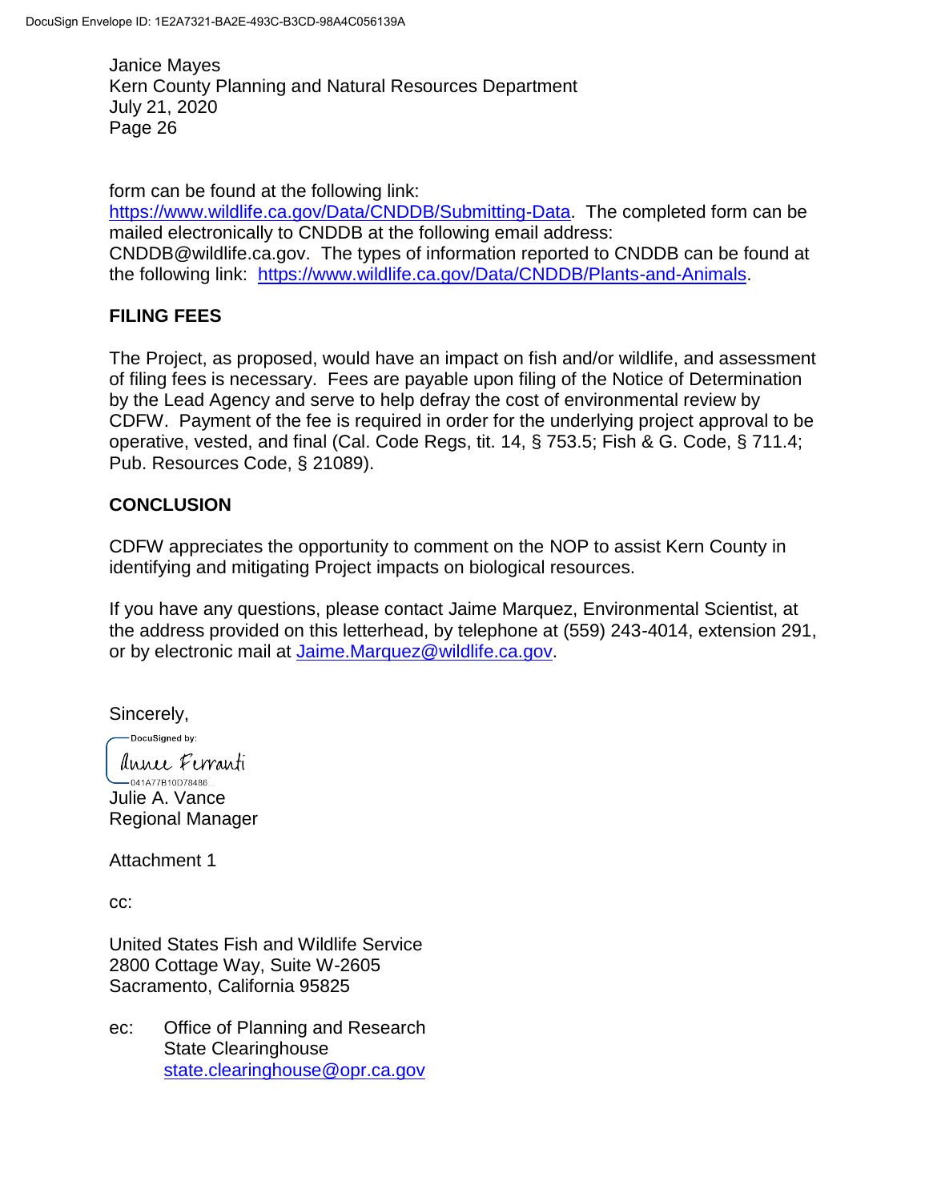Janice Mayes
Kern County Planning and Natural Resources Department
July 21, 2020

form can be found at the following link: https://www.wildlife.ca.gov/Data/CNDDB/Submitting-Data. The completed form can be mailed electronically to CNDDB at the following email address: CNDDB@wildlife.ca.gov. The types of information reported to CNDDB can be found at the following link: https://www.wildlife.ca.gov/Data/CNDDB/Plants-and-Animals.

## FILING FEES

The Project, as proposed, would have an impact on fish and/or wildlife, and assessment of filing fees is necessary. Fees are payable upon filing of the Notice of Determination by the Lead Agency and serve to help defray the cost of environmental review by CDFW. Payment of the fee is required in order for the underlying project approval to be operative, vested, and final (Cal. Code Regs, tit. 14, § 753.5; Fish & G. Code, § 711.4; Pub. Resources Code, § 21089).

## CONCLUSION

CDFW appreciates the opportunity to comment on the NOP to assist Kern County in identifying and mitigating Project impacts on biological resources.

If you have any questions, please contact Jaime Marquez, Environmental Scientist, at the address provided on this letterhead, by telephone at (559) 243-4014, extension 291, or by electronic mail at Jaime.Marquez@wildlife.ca.gov.

Sincerely,

DocuSigned by:
Annee Ferranti
041A77B10D78486

Julie A. Vance
Regional Manager

Attachment 1

cc:

United States Fish and Wildlife Service
2800 Cottage Way, Suite W-2605
Sacramento, California 95825

ec: Office of Planning and Research
State Clearinghouse
state.clearinghouse@opr.ca.gov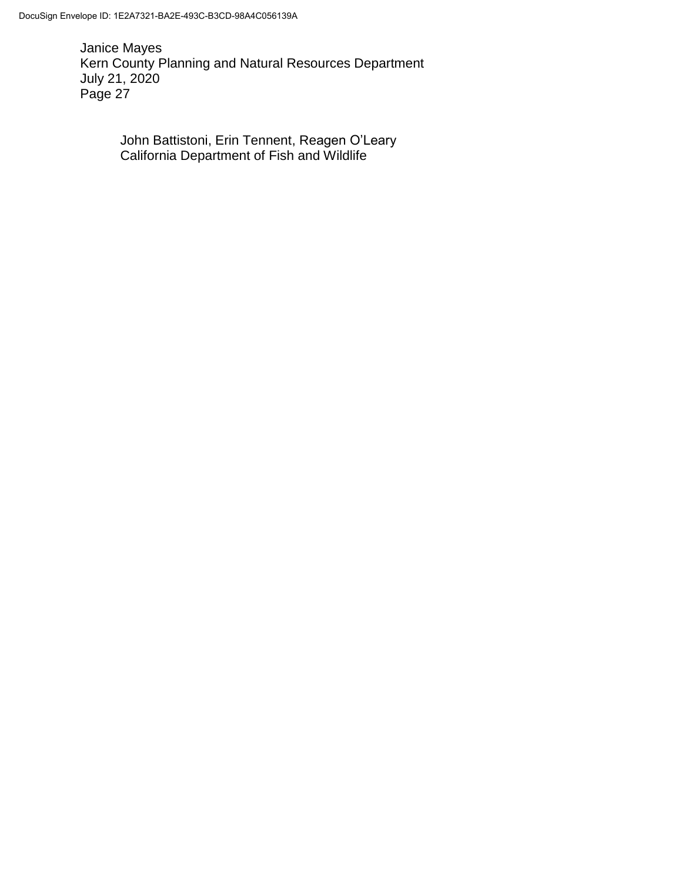John Battistoni, Erin Tennent, Reagen O'Leary
California Department of Fish and Wildlife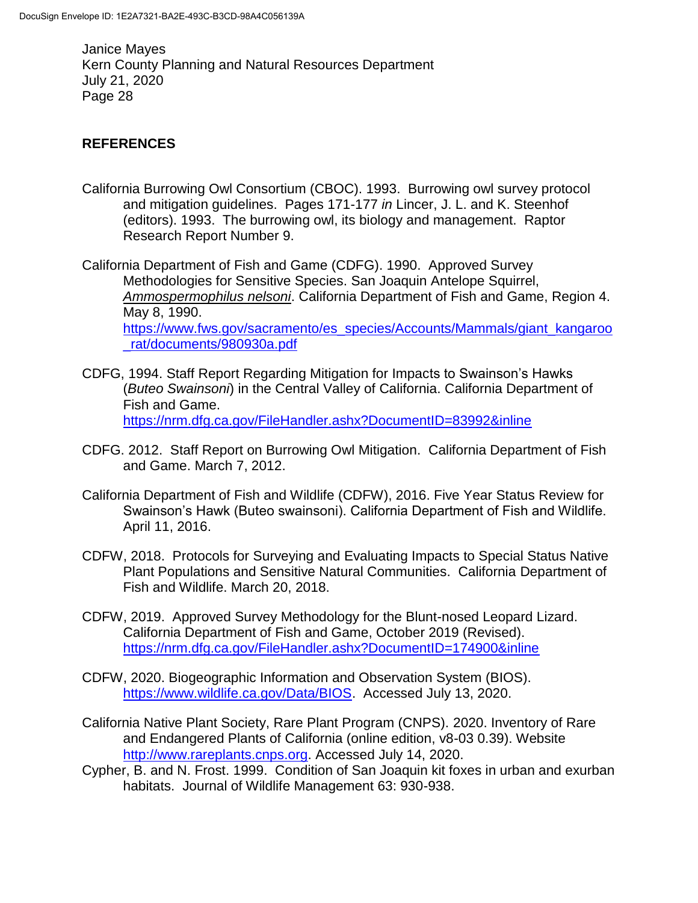## REFERENCES

California Burrowing Owl Consortium (CBOC). 1993. Burrowing owl survey protocol and mitigation guidelines. Pages 171-177 *in* Lincer, J. L. and K. Steenhof (editors). 1993. The burrowing owl, its biology and management. Raptor Research Report Number 9.

California Department of Fish and Game (CDFG). 1990. Approved Survey Methodologies for Sensitive Species. San Joaquin Antelope Squirrel, *Ammospermophilus nelsoni*. California Department of Fish and Game, Region 4. May 8, 1990. https://www.fws.gov/sacramento/es_species/Accounts/Mammals/giant_kangaroo_rat/documents/980930a.pdf

CDFG, 1994. Staff Report Regarding Mitigation for Impacts to Swainson's Hawks (*Buteo Swainsoni*) in the Central Valley of California. California Department of Fish and Game. https://nrm.dfg.ca.gov/FileHandler.ashx?DocumentID=83992&inline

CDFG. 2012. Staff Report on Burrowing Owl Mitigation. California Department of Fish and Game. March 7, 2012.

California Department of Fish and Wildlife (CDFW), 2016. Five Year Status Review for Swainson's Hawk (Buteo swainsoni). California Department of Fish and Wildlife. April 11, 2016.

CDFW, 2018. Protocols for Surveying and Evaluating Impacts to Special Status Native Plant Populations and Sensitive Natural Communities. California Department of Fish and Wildlife. March 20, 2018.

CDFW, 2019. Approved Survey Methodology for the Blunt-nosed Leopard Lizard. California Department of Fish and Game, October 2019 (Revised). https://nrm.dfg.ca.gov/FileHandler.ashx?DocumentID=174900&inline

CDFW, 2020. Biogeographic Information and Observation System (BIOS). https://www.wildlife.ca.gov/Data/BIOS. Accessed July 13, 2020.

California Native Plant Society, Rare Plant Program (CNPS). 2020. Inventory of Rare and Endangered Plants of California (online edition, v8-03 0.39). Website http://www.rareplants.cnps.org. Accessed July 14, 2020.

Cypher, B. and N. Frost. 1999. Condition of San Joaquin kit foxes in urban and exurban habitats. Journal of Wildlife Management 63: 930-938.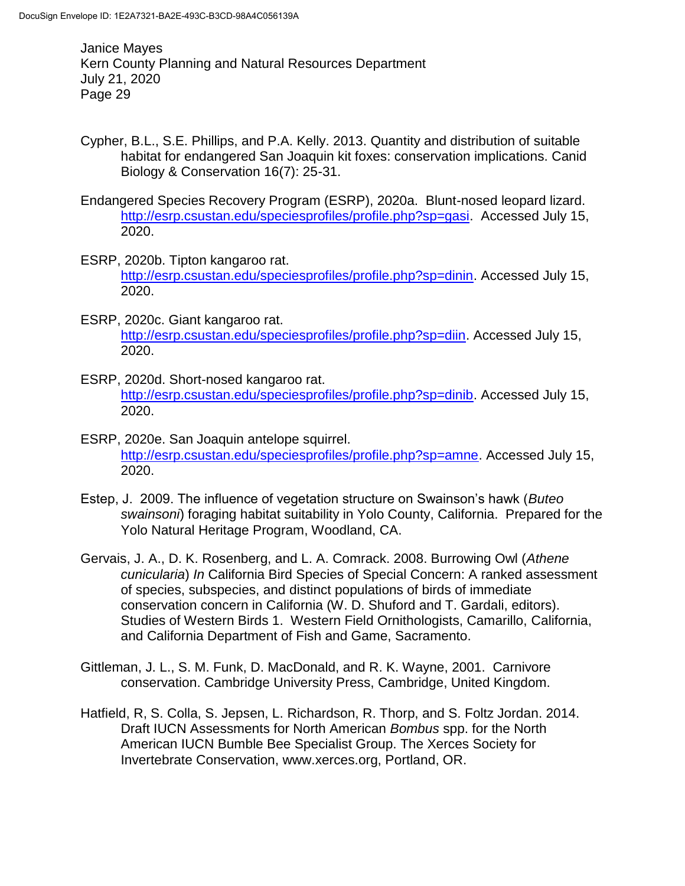Cypher, B.L., S.E. Phillips, and P.A. Kelly. 2013. Quantity and distribution of suitable habitat for endangered San Joaquin kit foxes: conservation implications. Canid Biology & Conservation 16(7): 25-31.

Endangered Species Recovery Program (ESRP), 2020a. Blunt-nosed leopard lizard. http://esrp.csustan.edu/speciesprofiles/profile.php?sp=gasi. Accessed July 15, 2020.

ESRP, 2020b. Tipton kangaroo rat. http://esrp.csustan.edu/speciesprofiles/profile.php?sp=dinin. Accessed July 15, 2020.

ESRP, 2020c. Giant kangaroo rat. http://esrp.csustan.edu/speciesprofiles/profile.php?sp=diin. Accessed July 15, 2020.

ESRP, 2020d. Short-nosed kangaroo rat. http://esrp.csustan.edu/speciesprofiles/profile.php?sp=dinib. Accessed July 15, 2020.

ESRP, 2020e. San Joaquin antelope squirrel. http://esrp.csustan.edu/speciesprofiles/profile.php?sp=amne. Accessed July 15, 2020.

Estep, J. 2009. The influence of vegetation structure on Swainson's hawk (*Buteo swainsoni*) foraging habitat suitability in Yolo County, California. Prepared for the Yolo Natural Heritage Program, Woodland, CA.

Gervais, J. A., D. K. Rosenberg, and L. A. Comrack. 2008. Burrowing Owl (*Athene cunicularia*) *In* California Bird Species of Special Concern: A ranked assessment of species, subspecies, and distinct populations of birds of immediate conservation concern in California (W. D. Shuford and T. Gardali, editors). Studies of Western Birds 1. Western Field Ornithologists, Camarillo, California, and California Department of Fish and Game, Sacramento.

Gittleman, J. L., S. M. Funk, D. MacDonald, and R. K. Wayne, 2001. Carnivore conservation. Cambridge University Press, Cambridge, United Kingdom.

Hatfield, R, S. Colla, S. Jepsen, L. Richardson, R. Thorp, and S. Foltz Jordan. 2014. Draft IUCN Assessments for North American *Bombus* spp. for the North American IUCN Bumble Bee Specialist Group. The Xerces Society for Invertebrate Conservation, www.xerces.org, Portland, OR.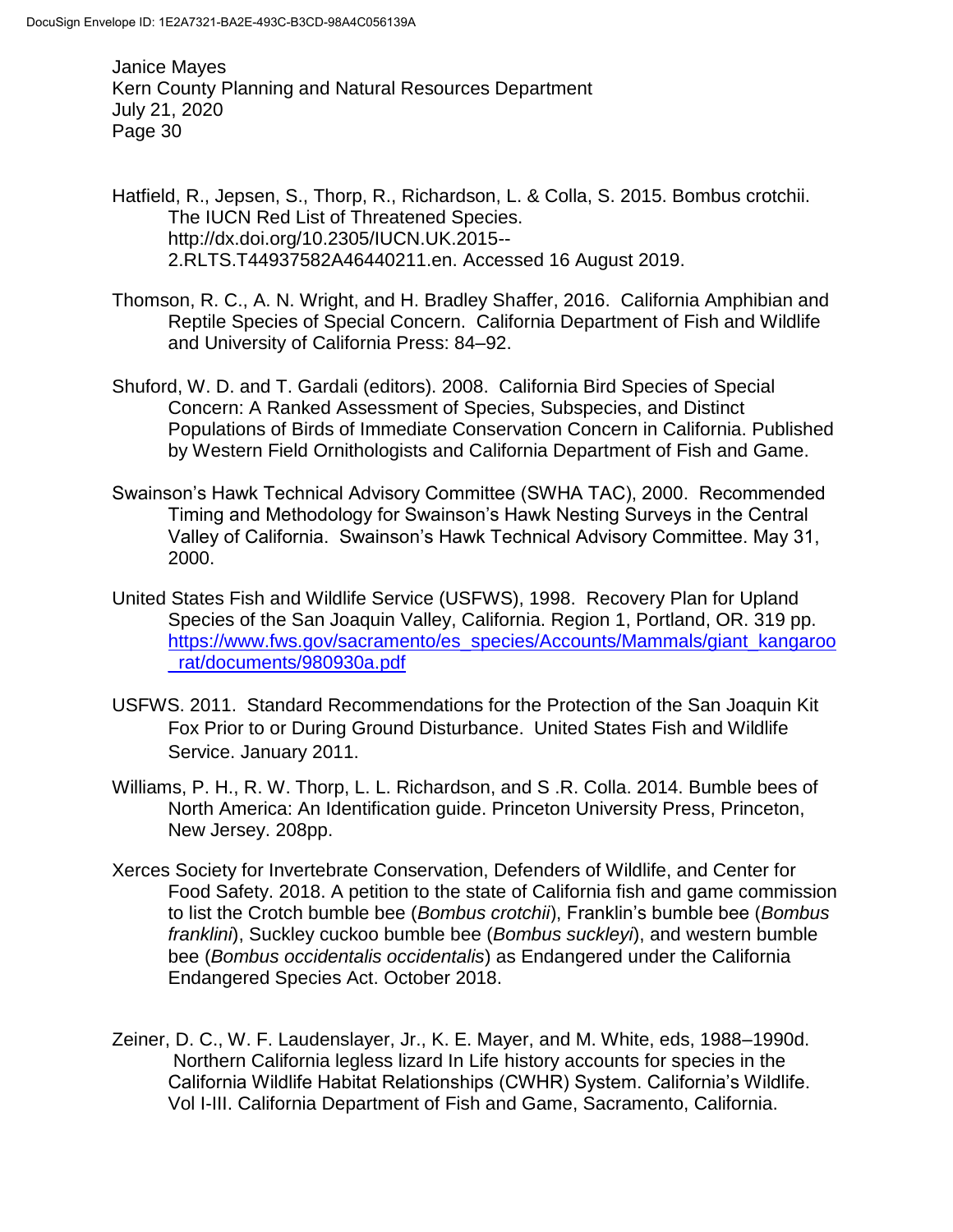Hatfield, R., Jepsen, S., Thorp, R., Richardson, L. & Colla, S. 2015. Bombus crotchii. The IUCN Red List of Threatened Species. http://dx.doi.org/10.2305/IUCN.UK.2015--2.RLTS.T44937582A46440211.en. Accessed 16 August 2019.

Thomson, R. C., A. N. Wright, and H. Bradley Shaffer, 2016. California Amphibian and Reptile Species of Special Concern. California Department of Fish and Wildlife and University of California Press: 84–92.

Shuford, W. D. and T. Gardali (editors). 2008. California Bird Species of Special Concern: A Ranked Assessment of Species, Subspecies, and Distinct Populations of Birds of Immediate Conservation Concern in California. Published by Western Field Ornithologists and California Department of Fish and Game.

Swainson's Hawk Technical Advisory Committee (SWHA TAC), 2000. Recommended Timing and Methodology for Swainson's Hawk Nesting Surveys in the Central Valley of California. Swainson's Hawk Technical Advisory Committee. May 31, 2000.

United States Fish and Wildlife Service (USFWS), 1998. Recovery Plan for Upland Species of the San Joaquin Valley, California. Region 1, Portland, OR. 319 pp. https://www.fws.gov/sacramento/es_species/Accounts/Mammals/giant_kangaroo_rat/documents/980930a.pdf

USFWS. 2011. Standard Recommendations for the Protection of the San Joaquin Kit Fox Prior to or During Ground Disturbance. United States Fish and Wildlife Service. January 2011.

Williams, P. H., R. W. Thorp, L. L. Richardson, and S .R. Colla. 2014. Bumble bees of North America: An Identification guide. Princeton University Press, Princeton, New Jersey. 208pp.

Xerces Society for Invertebrate Conservation, Defenders of Wildlife, and Center for Food Safety. 2018. A petition to the state of California fish and game commission to list the Crotch bumble bee (*Bombus crotchii*), Franklin's bumble bee (*Bombus franklini*), Suckley cuckoo bumble bee (*Bombus suckleyi*), and western bumble bee (*Bombus occidentalis occidentalis*) as Endangered under the California Endangered Species Act. October 2018.

Zeiner, D. C., W. F. Laudenslayer, Jr., K. E. Mayer, and M. White, eds, 1988–1990d. Northern California legless lizard In Life history accounts for species in the California Wildlife Habitat Relationships (CWHR) System. California's Wildlife. Vol I-III. California Department of Fish and Game, Sacramento, California.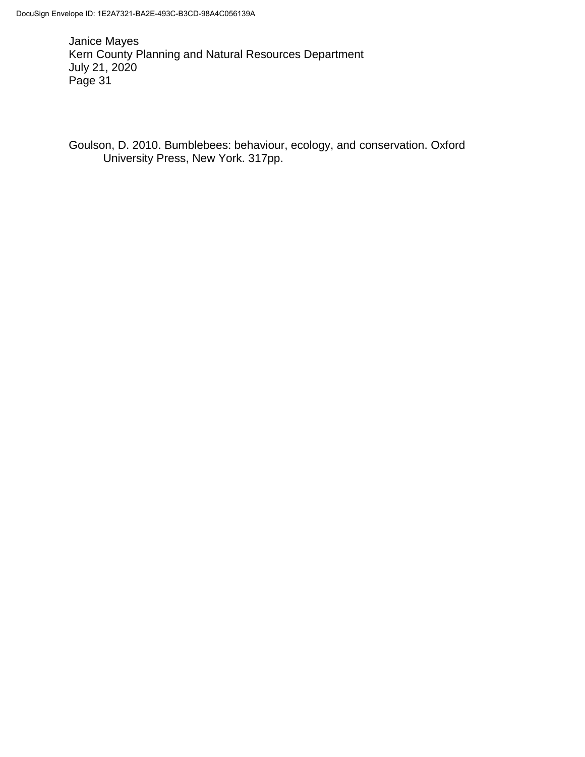Goulson, D. 2010. Bumblebees: behaviour, ecology, and conservation. Oxford University Press, New York. 317pp.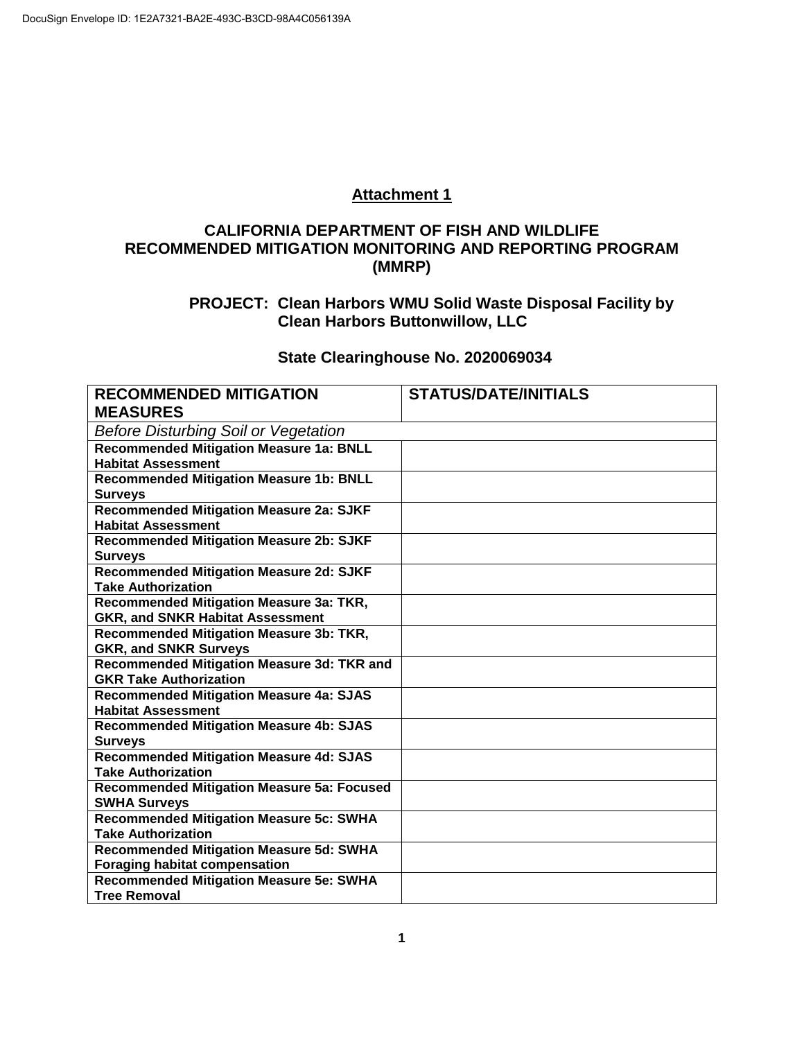DocuSign Envelope ID: 1E2A7321-BA2E-493C-B3CD-98A4C056139A

**Attachment 1**

## CALIFORNIA DEPARTMENT OF FISH AND WILDLIFE RECOMMENDED MITIGATION MONITORING AND REPORTING PROGRAM (MMRP)

### PROJECT: Clean Harbors WMU Solid Waste Disposal Facility by Clean Harbors Buttonwillow, LLC

### State Clearinghouse No. 2020069034

| RECOMMENDED MITIGATION MEASURES | STATUS/DATE/INITIALS |
|---|---|
| *Before Disturbing Soil or Vegetation* | |
| **Recommended Mitigation Measure 1a: BNLL Habitat Assessment** | |
| **Recommended Mitigation Measure 1b: BNLL Surveys** | |
| **Recommended Mitigation Measure 2a: SJKF Habitat Assessment** | |
| **Recommended Mitigation Measure 2b: SJKF Surveys** | |
| **Recommended Mitigation Measure 2d: SJKF Take Authorization** | |
| **Recommended Mitigation Measure 3a: TKR, GKR, and SNKR Habitat Assessment** | |
| **Recommended Mitigation Measure 3b: TKR, GKR, and SNKR Surveys** | |
| **Recommended Mitigation Measure 3d: TKR and GKR Take Authorization** | |
| **Recommended Mitigation Measure 4a: SJAS Habitat Assessment** | |
| **Recommended Mitigation Measure 4b: SJAS Surveys** | |
| **Recommended Mitigation Measure 4d: SJAS Take Authorization** | |
| **Recommended Mitigation Measure 5a: Focused SWHA Surveys** | |
| **Recommended Mitigation Measure 5c: SWHA Take Authorization** | |
| **Recommended Mitigation Measure 5d: SWHA Foraging habitat compensation** | |
| **Recommended Mitigation Measure 5e: SWHA Tree Removal** | |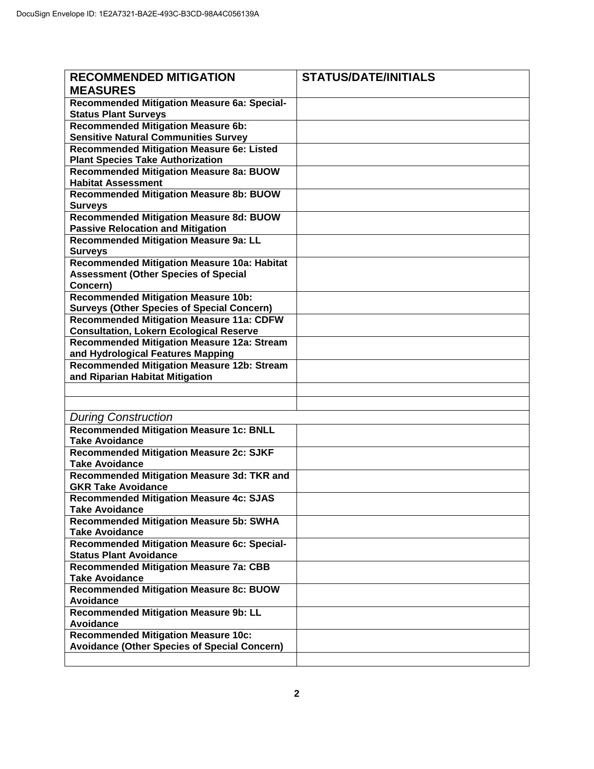| RECOMMENDED MITIGATION MEASURES | STATUS/DATE/INITIALS |
|---|---|
| **Recommended Mitigation Measure 6a: Special-Status Plant Surveys** | |
| **Recommended Mitigation Measure 6b: Sensitive Natural Communities Survey** | |
| **Recommended Mitigation Measure 6e: Listed Plant Species Take Authorization** | |
| **Recommended Mitigation Measure 8a: BUOW Habitat Assessment** | |
| **Recommended Mitigation Measure 8b: BUOW Surveys** | |
| **Recommended Mitigation Measure 8d: BUOW Passive Relocation and Mitigation** | |
| **Recommended Mitigation Measure 9a: LL Surveys** | |
| **Recommended Mitigation Measure 10a: Habitat Assessment (Other Species of Special Concern)** | |
| **Recommended Mitigation Measure 10b: Surveys (Other Species of Special Concern)** | |
| **Recommended Mitigation Measure 11a: CDFW Consultation, Lokern Ecological Reserve** | |
| **Recommended Mitigation Measure 12a: Stream and Hydrological Features Mapping** | |
| **Recommended Mitigation Measure 12b: Stream and Riparian Habitat Mitigation** | |
| | |
| | |
| *During Construction* | |
| **Recommended Mitigation Measure 1c: BNLL Take Avoidance** | |
| **Recommended Mitigation Measure 2c: SJKF Take Avoidance** | |
| **Recommended Mitigation Measure 3d: TKR and GKR Take Avoidance** | |
| **Recommended Mitigation Measure 4c: SJAS Take Avoidance** | |
| **Recommended Mitigation Measure 5b: SWHA Take Avoidance** | |
| **Recommended Mitigation Measure 6c: Special-Status Plant Avoidance** | |
| **Recommended Mitigation Measure 7a: CBB Take Avoidance** | |
| **Recommended Mitigation Measure 8c: BUOW Avoidance** | |
| **Recommended Mitigation Measure 9b: LL Avoidance** | |
| **Recommended Mitigation Measure 10c: Avoidance (Other Species of Special Concern)** | |
| | |